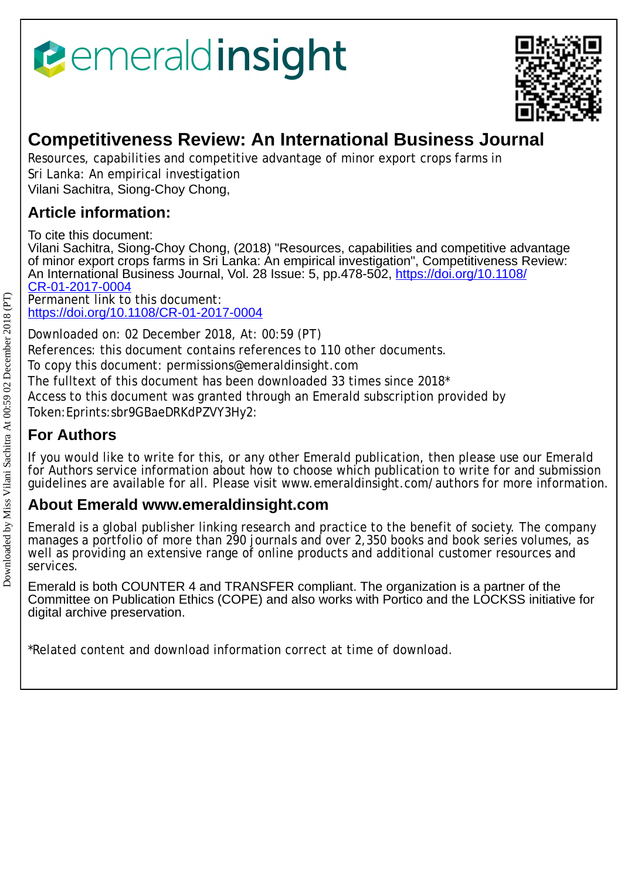emeraldinsight

# Competitiveness Review: An International Business Journal

Resources, capabilities and competitive advantage of minor export crops farms in Sri Lanka: An empirical investigation
Vilani Sachitra, Siong-Choy Chong,

## Article information:

To cite this document:
Vilani Sachitra, Siong-Choy Chong, (2018) "Resources, capabilities and competitive advantage of minor export crops farms in Sri Lanka: An empirical investigation", Competitiveness Review: An International Business Journal, Vol. 28 Issue: 5, pp.478-502, https://doi.org/10.1108/CR-01-2017-0004
Permanent link to this document:
https://doi.org/10.1108/CR-01-2017-0004

Downloaded on: 02 December 2018, At: 00:59 (PT)
References: this document contains references to 110 other documents.
To copy this document: permissions@emeraldinsight.com
The fulltext of this document has been downloaded 33 times since 2018*
Access to this document was granted through an Emerald subscription provided by
Token:Eprints:sbr9GBaeDRKdPZVY3Hy2:

## For Authors

If you would like to write for this, or any other Emerald publication, then please use our Emerald for Authors service information about how to choose which publication to write for and submission guidelines are available for all. Please visit www.emeraldinsight.com/authors for more information.

## About Emerald www.emeraldinsight.com

Emerald is a global publisher linking research and practice to the benefit of society. The company manages a portfolio of more than 290 journals and over 2,350 books and book series volumes, as well as providing an extensive range of online products and additional customer resources and services.

Emerald is both COUNTER 4 and TRANSFER compliant. The organization is a partner of the Committee on Publication Ethics (COPE) and also works with Portico and the LOCKSS initiative for digital archive preservation.

*Related content and download information correct at time of download.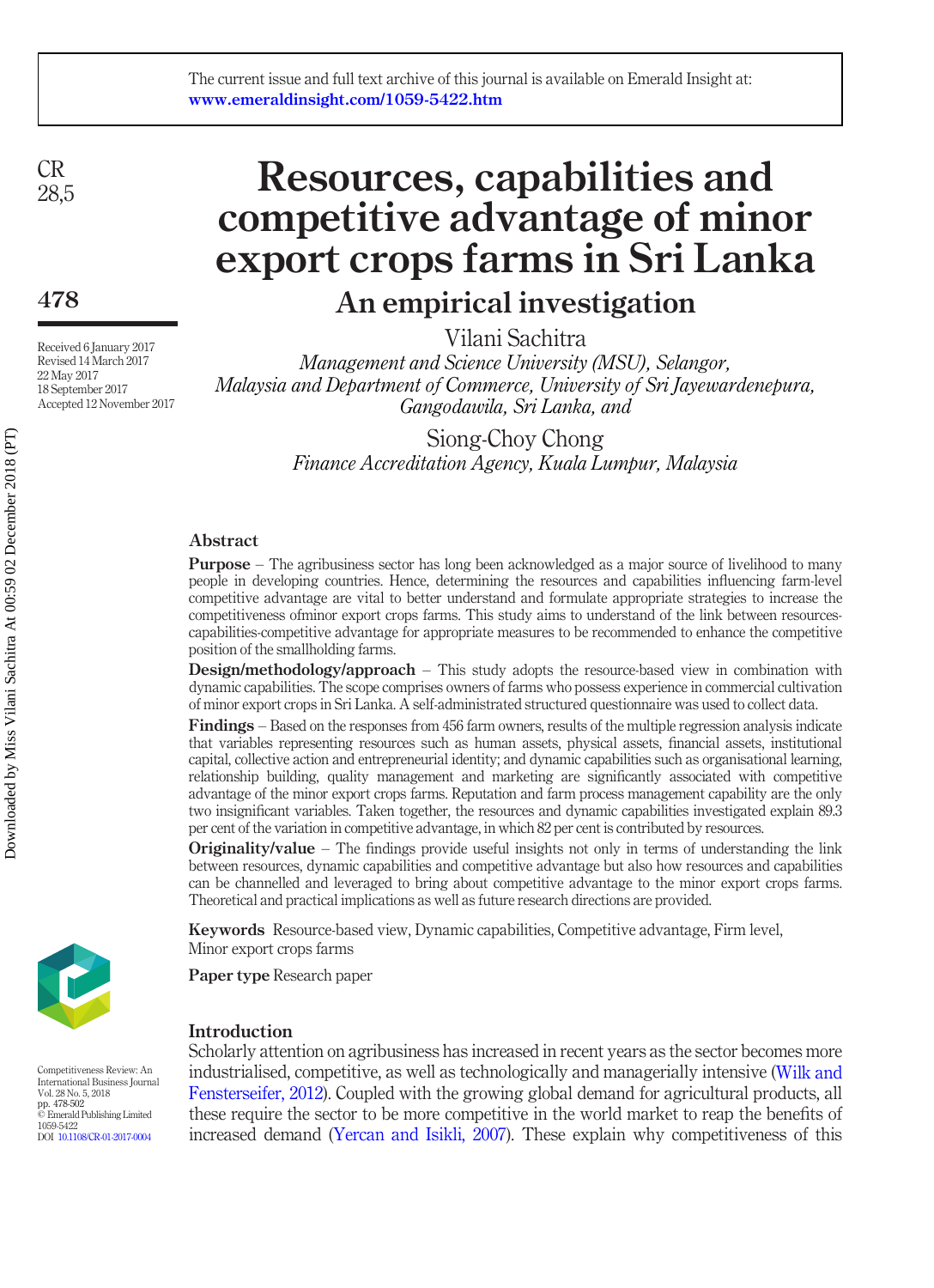# Resources, capabilities and competitive advantage of minor export crops farms in Sri Lanka

## An empirical investigation

Vilani Sachitra

*Management and Science University (MSU), Selangor, Malaysia and Department of Commerce, University of Sri Jayewardenepura, Gangodawila, Sri Lanka, and*

Siong-Choy Chong

*Finance Accreditation Agency, Kuala Lumpur, Malaysia*

Received 6 January 2017
Revised 14 March 2017
22 May 2017
18 September 2017
Accepted 12 November 2017

### Abstract

**Purpose** – The agribusiness sector has long been acknowledged as a major source of livelihood to many people in developing countries. Hence, determining the resources and capabilities influencing farm-level competitive advantage are vital to better understand and formulate appropriate strategies to increase the competitiveness ofminor export crops farms. This study aims to understand of the link between resources-capabilities-competitive advantage for appropriate measures to be recommended to enhance the competitive position of the smallholding farms.

**Design/methodology/approach** – This study adopts the resource-based view in combination with dynamic capabilities. The scope comprises owners of farms who possess experience in commercial cultivation of minor export crops in Sri Lanka. A self-administrated structured questionnaire was used to collect data.

**Findings** – Based on the responses from 456 farm owners, results of the multiple regression analysis indicate that variables representing resources such as human assets, physical assets, financial assets, institutional capital, collective action and entrepreneurial identity; and dynamic capabilities such as organisational learning, relationship building, quality management and marketing are significantly associated with competitive advantage of the minor export crops farms. Reputation and farm process management capability are the only two insignificant variables. Taken together, the resources and dynamic capabilities investigated explain 89.3 per cent of the variation in competitive advantage, in which 82 per cent is contributed by resources.

**Originality/value** – The findings provide useful insights not only in terms of understanding the link between resources, dynamic capabilities and competitive advantage but also how resources and capabilities can be channelled and leveraged to bring about competitive advantage to the minor export crops farms. Theoretical and practical implications as well as future research directions are provided.

**Keywords** Resource-based view, Dynamic capabilities, Competitive advantage, Firm level, Minor export crops farms

**Paper type** Research paper

### Introduction

Scholarly attention on agribusiness has increased in recent years as the sector becomes more industrialised, competitive, as well as technologically and managerially intensive (Wilk and Fensterseifer, 2012). Coupled with the growing global demand for agricultural products, all these require the sector to be more competitive in the world market to reap the benefits of increased demand (Yercan and Isikli, 2007). These explain why competitiveness of this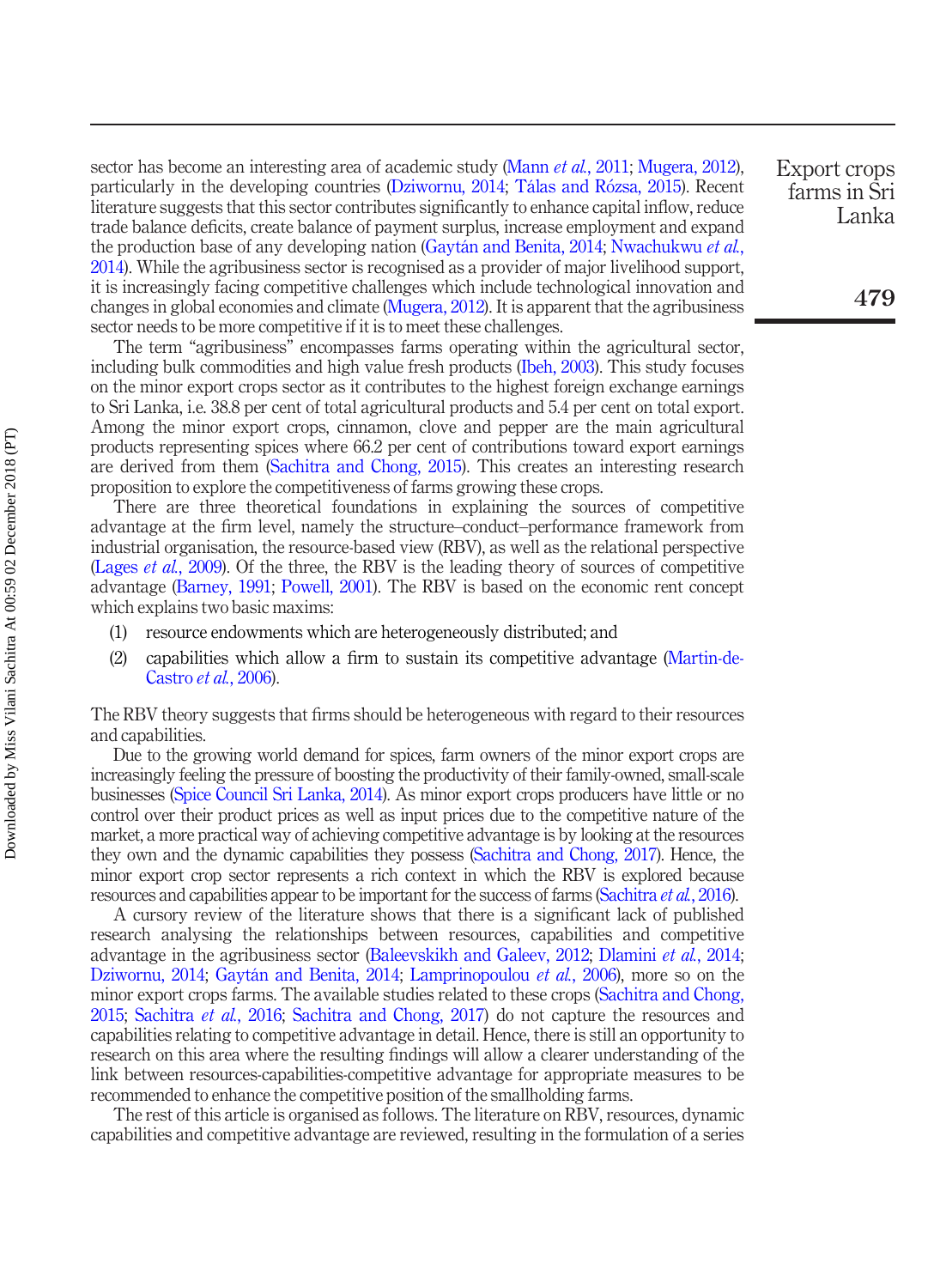sector has become an interesting area of academic study (Mann *et al.*, 2011; Mugera, 2012), particularly in the developing countries (Dziwornu, 2014; Tálas and Rózsa, 2015). Recent literature suggests that this sector contributes significantly to enhance capital inflow, reduce trade balance deficits, create balance of payment surplus, increase employment and expand the production base of any developing nation (Gaytán and Benita, 2014; Nwachukwu *et al.*, 2014). While the agribusiness sector is recognised as a provider of major livelihood support, it is increasingly facing competitive challenges which include technological innovation and changes in global economies and climate (Mugera, 2012). It is apparent that the agribusiness sector needs to be more competitive if it is to meet these challenges.

The term "agribusiness" encompasses farms operating within the agricultural sector, including bulk commodities and high value fresh products (Ibeh, 2003). This study focuses on the minor export crops sector as it contributes to the highest foreign exchange earnings to Sri Lanka, i.e. 38.8 per cent of total agricultural products and 5.4 per cent on total export. Among the minor export crops, cinnamon, clove and pepper are the main agricultural products representing spices where 66.2 per cent of contributions toward export earnings are derived from them (Sachitra and Chong, 2015). This creates an interesting research proposition to explore the competitiveness of farms growing these crops.

There are three theoretical foundations in explaining the sources of competitive advantage at the firm level, namely the structure–conduct–performance framework from industrial organisation, the resource-based view (RBV), as well as the relational perspective (Lages *et al.*, 2009). Of the three, the RBV is the leading theory of sources of competitive advantage (Barney, 1991; Powell, 2001). The RBV is based on the economic rent concept which explains two basic maxims:

(1) resource endowments which are heterogeneously distributed; and

(2) capabilities which allow a firm to sustain its competitive advantage (Martin-de-Castro *et al.*, 2006).

The RBV theory suggests that firms should be heterogeneous with regard to their resources and capabilities.

Due to the growing world demand for spices, farm owners of the minor export crops are increasingly feeling the pressure of boosting the productivity of their family-owned, small-scale businesses (Spice Council Sri Lanka, 2014). As minor export crops producers have little or no control over their product prices as well as input prices due to the competitive nature of the market, a more practical way of achieving competitive advantage is by looking at the resources they own and the dynamic capabilities they possess (Sachitra and Chong, 2017). Hence, the minor export crop sector represents a rich context in which the RBV is explored because resources and capabilities appear to be important for the success of farms (Sachitra *et al.*, 2016).

A cursory review of the literature shows that there is a significant lack of published research analysing the relationships between resources, capabilities and competitive advantage in the agribusiness sector (Baleevskikh and Galeev, 2012; Dlamini *et al.*, 2014; Dziwornu, 2014; Gaytán and Benita, 2014; Lamprinopoulou *et al.*, 2006), more so on the minor export crops farms. The available studies related to these crops (Sachitra and Chong, 2015; Sachitra *et al.*, 2016; Sachitra and Chong, 2017) do not capture the resources and capabilities relating to competitive advantage in detail. Hence, there is still an opportunity to research on this area where the resulting findings will allow a clearer understanding of the link between resources-capabilities-competitive advantage for appropriate measures to be recommended to enhance the competitive position of the smallholding farms.

The rest of this article is organised as follows. The literature on RBV, resources, dynamic capabilities and competitive advantage are reviewed, resulting in the formulation of a series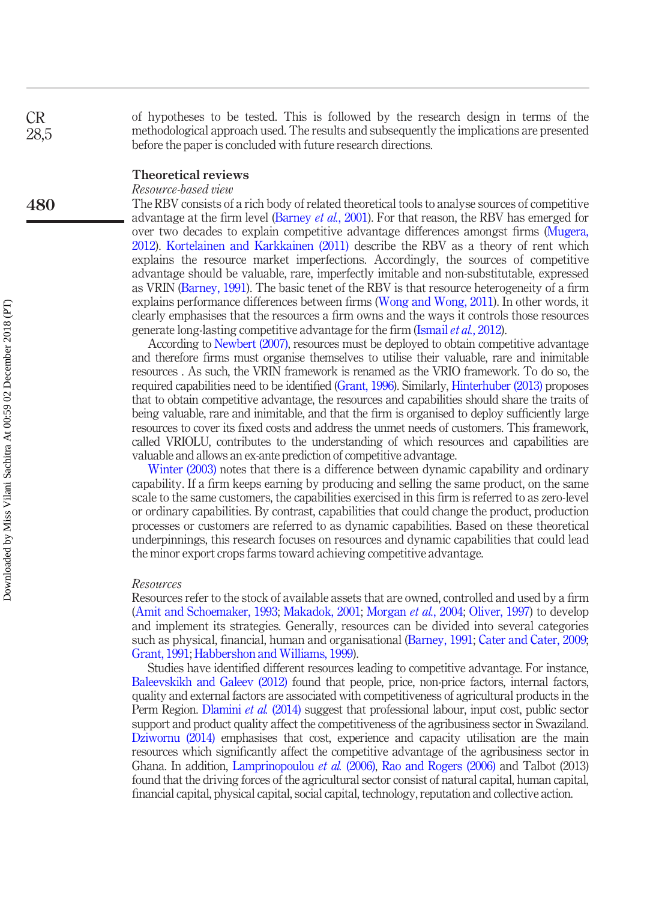of hypotheses to be tested. This is followed by the research design in terms of the methodological approach used. The results and subsequently the implications are presented before the paper is concluded with future research directions.

## Theoretical reviews

### *Resource-based view*

The RBV consists of a rich body of related theoretical tools to analyse sources of competitive advantage at the firm level (Barney *et al.*, 2001). For that reason, the RBV has emerged for over two decades to explain competitive advantage differences amongst firms (Mugera, 2012). Kortelainen and Karkkainen (2011) describe the RBV as a theory of rent which explains the resource market imperfections. Accordingly, the sources of competitive advantage should be valuable, rare, imperfectly imitable and non-substitutable, expressed as VRIN (Barney, 1991). The basic tenet of the RBV is that resource heterogeneity of a firm explains performance differences between firms (Wong and Wong, 2011). In other words, it clearly emphasises that the resources a firm owns and the ways it controls those resources generate long-lasting competitive advantage for the firm (Ismail *et al.*, 2012).

According to Newbert (2007), resources must be deployed to obtain competitive advantage and therefore firms must organise themselves to utilise their valuable, rare and inimitable resources . As such, the VRIN framework is renamed as the VRIO framework. To do so, the required capabilities need to be identified (Grant, 1996). Similarly, Hinterhuber (2013) proposes that to obtain competitive advantage, the resources and capabilities should share the traits of being valuable, rare and inimitable, and that the firm is organised to deploy sufficiently large resources to cover its fixed costs and address the unmet needs of customers. This framework, called VRIOLU, contributes to the understanding of which resources and capabilities are valuable and allows an ex-ante prediction of competitive advantage.

Winter (2003) notes that there is a difference between dynamic capability and ordinary capability. If a firm keeps earning by producing and selling the same product, on the same scale to the same customers, the capabilities exercised in this firm is referred to as zero-level or ordinary capabilities. By contrast, capabilities that could change the product, production processes or customers are referred to as dynamic capabilities. Based on these theoretical underpinnings, this research focuses on resources and dynamic capabilities that could lead the minor export crops farms toward achieving competitive advantage.

### *Resources*

Resources refer to the stock of available assets that are owned, controlled and used by a firm (Amit and Schoemaker, 1993; Makadok, 2001; Morgan *et al.*, 2004; Oliver, 1997) to develop and implement its strategies. Generally, resources can be divided into several categories such as physical, financial, human and organisational (Barney, 1991; Cater and Cater, 2009; Grant, 1991; Habbershon and Williams, 1999).

Studies have identified different resources leading to competitive advantage. For instance, Baleevskikh and Galeev (2012) found that people, price, non-price factors, internal factors, quality and external factors are associated with competitiveness of agricultural products in the Perm Region. Dlamini *et al.* (2014) suggest that professional labour, input cost, public sector support and product quality affect the competitiveness of the agribusiness sector in Swaziland. Dziwornu (2014) emphasises that cost, experience and capacity utilisation are the main resources which significantly affect the competitive advantage of the agribusiness sector in Ghana. In addition, Lamprinopoulou *et al.* (2006), Rao and Rogers (2006) and Talbot (2013) found that the driving forces of the agricultural sector consist of natural capital, human capital, financial capital, physical capital, social capital, technology, reputation and collective action.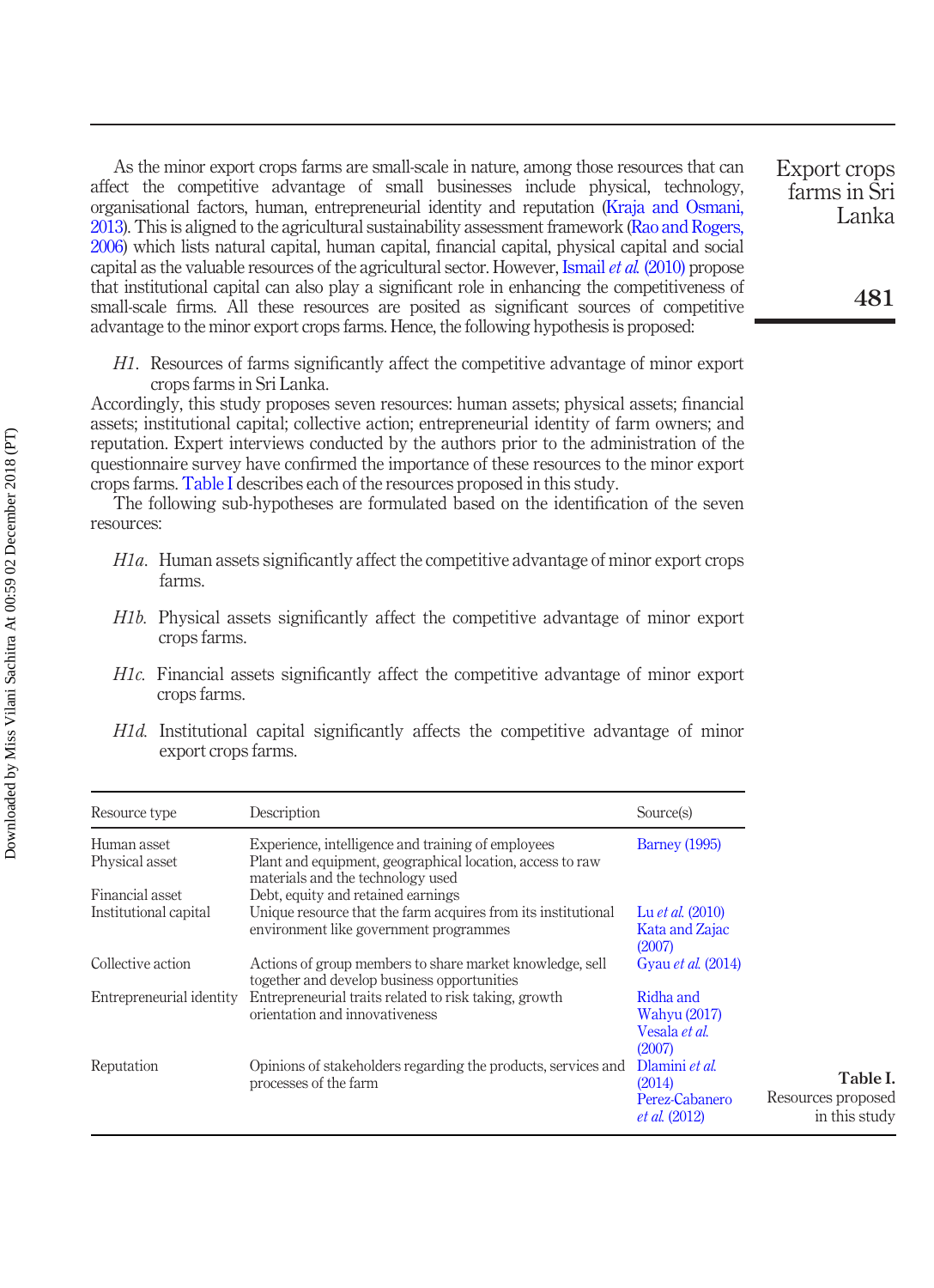As the minor export crops farms are small-scale in nature, among those resources that can affect the competitive advantage of small businesses include physical, technology, organisational factors, human, entrepreneurial identity and reputation (Kraja and Osmani, 2013). This is aligned to the agricultural sustainability assessment framework (Rao and Rogers, 2006) which lists natural capital, human capital, financial capital, physical capital and social capital as the valuable resources of the agricultural sector. However, Ismail *et al.* (2010) propose that institutional capital can also play a significant role in enhancing the competitiveness of small-scale firms. All these resources are posited as significant sources of competitive advantage to the minor export crops farms. Hence, the following hypothesis is proposed:

*H1*. Resources of farms significantly affect the competitive advantage of minor export crops farms in Sri Lanka.

Accordingly, this study proposes seven resources: human assets; physical assets; financial assets; institutional capital; collective action; entrepreneurial identity of farm owners; and reputation. Expert interviews conducted by the authors prior to the administration of the questionnaire survey have confirmed the importance of these resources to the minor export crops farms. Table I describes each of the resources proposed in this study.

The following sub-hypotheses are formulated based on the identification of the seven resources:

*H1a*. Human assets significantly affect the competitive advantage of minor export crops farms.

*H1b*. Physical assets significantly affect the competitive advantage of minor export crops farms.

*H1c*. Financial assets significantly affect the competitive advantage of minor export crops farms.

*H1d*. Institutional capital significantly affects the competitive advantage of minor export crops farms.

| Resource type | Description | Source(s) |
|---|---|---|
| Human asset | Experience, intelligence and training of employees | Barney (1995) |
| Physical asset | Plant and equipment, geographical location, access to raw materials and the technology used | |
| Financial asset | Debt, equity and retained earnings | |
| Institutional capital | Unique resource that the farm acquires from its institutional environment like government programmes | Lu *et al.* (2010) Kata and Zajac (2007) |
| Collective action | Actions of group members to share market knowledge, sell together and develop business opportunities | Gyau *et al.* (2014) |
| Entrepreneurial identity | Entrepreneurial traits related to risk taking, growth orientation and innovativeness | Ridha and Wahyu (2017) Vesala *et al.* (2007) |
| Reputation | Opinions of stakeholders regarding the products, services and processes of the farm | Dlamini *et al.* (2014) Perez-Cabanero *et al.* (2012) |

**Table I.** Resources proposed in this study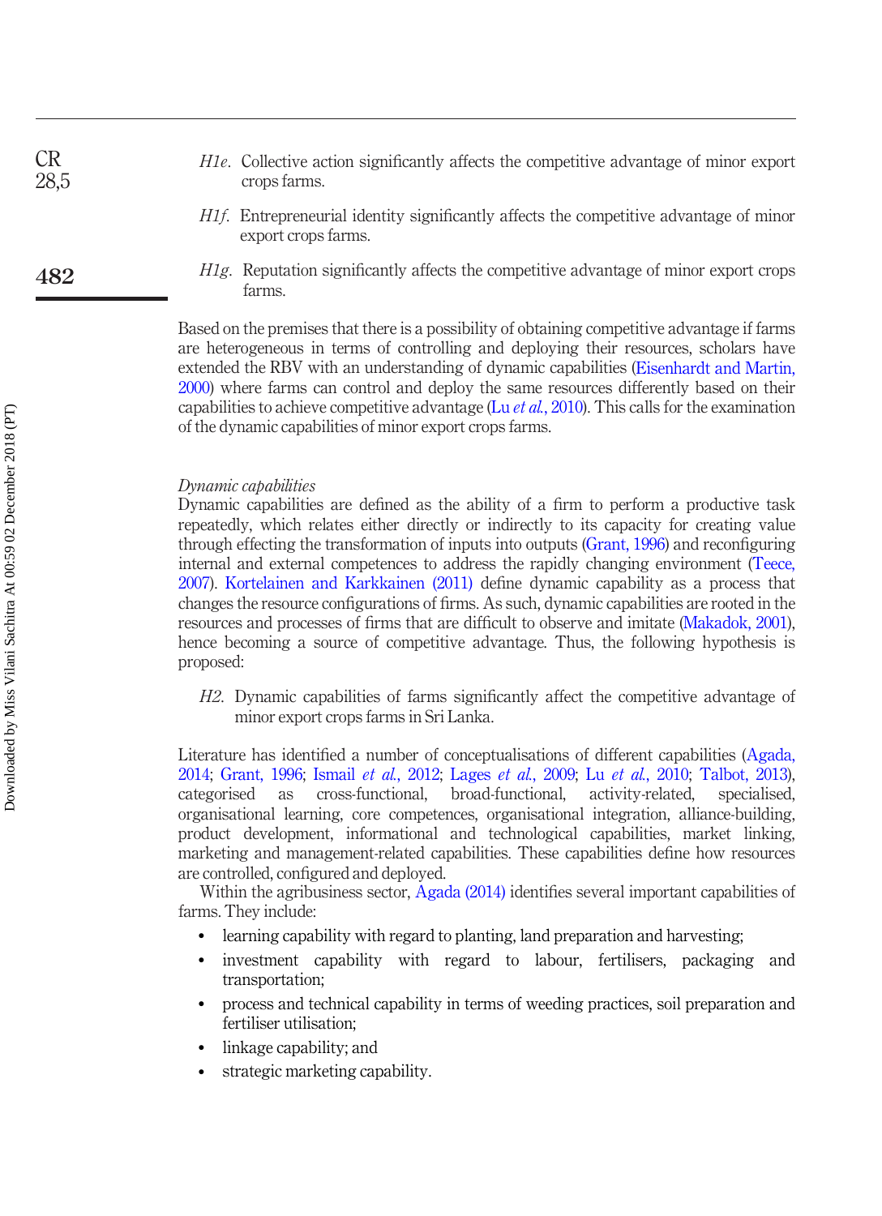*H1e*. Collective action significantly affects the competitive advantage of minor export crops farms.

*H1f*. Entrepreneurial identity significantly affects the competitive advantage of minor export crops farms.

*H1g*. Reputation significantly affects the competitive advantage of minor export crops farms.

Based on the premises that there is a possibility of obtaining competitive advantage if farms are heterogeneous in terms of controlling and deploying their resources, scholars have extended the RBV with an understanding of dynamic capabilities (Eisenhardt and Martin, 2000) where farms can control and deploy the same resources differently based on their capabilities to achieve competitive advantage (Lu *et al.*, 2010). This calls for the examination of the dynamic capabilities of minor export crops farms.

*Dynamic capabilities*

Dynamic capabilities are defined as the ability of a firm to perform a productive task repeatedly, which relates either directly or indirectly to its capacity for creating value through effecting the transformation of inputs into outputs (Grant, 1996) and reconfiguring internal and external competences to address the rapidly changing environment (Teece, 2007). Kortelainen and Karkkainen (2011) define dynamic capability as a process that changes the resource configurations of firms. As such, dynamic capabilities are rooted in the resources and processes of firms that are difficult to observe and imitate (Makadok, 2001), hence becoming a source of competitive advantage. Thus, the following hypothesis is proposed:

*H2*. Dynamic capabilities of farms significantly affect the competitive advantage of minor export crops farms in Sri Lanka.

Literature has identified a number of conceptualisations of different capabilities (Agada, 2014; Grant, 1996; Ismail *et al.*, 2012; Lages *et al.*, 2009; Lu *et al.*, 2010; Talbot, 2013), categorised as cross-functional, broad-functional, activity-related, specialised, organisational learning, core competences, organisational integration, alliance-building, product development, informational and technological capabilities, market linking, marketing and management-related capabilities. These capabilities define how resources are controlled, configured and deployed.

Within the agribusiness sector, Agada (2014) identifies several important capabilities of farms. They include:

- learning capability with regard to planting, land preparation and harvesting;
- investment capability with regard to labour, fertilisers, packaging and transportation;
- process and technical capability in terms of weeding practices, soil preparation and fertiliser utilisation;
- linkage capability; and
- strategic marketing capability.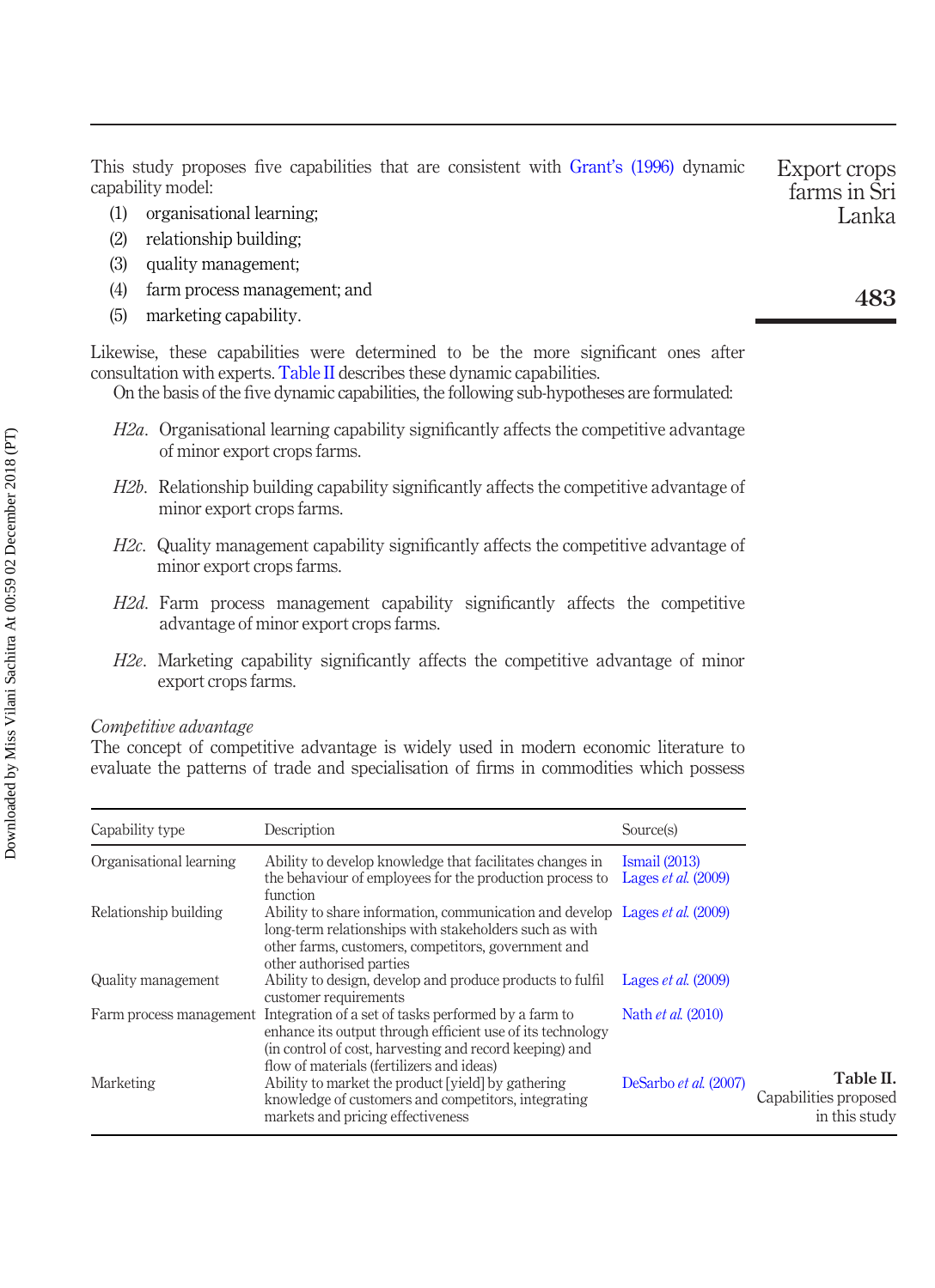This study proposes five capabilities that are consistent with Grant's (1996) dynamic capability model:

(1) organisational learning;
(2) relationship building;
(3) quality management;
(4) farm process management; and
(5) marketing capability.

Likewise, these capabilities were determined to be the more significant ones after consultation with experts. Table II describes these dynamic capabilities.

On the basis of the five dynamic capabilities, the following sub-hypotheses are formulated:

*H2a*. Organisational learning capability significantly affects the competitive advantage of minor export crops farms.

*H2b*. Relationship building capability significantly affects the competitive advantage of minor export crops farms.

*H2c*. Quality management capability significantly affects the competitive advantage of minor export crops farms.

*H2d*. Farm process management capability significantly affects the competitive advantage of minor export crops farms.

*H2e*. Marketing capability significantly affects the competitive advantage of minor export crops farms.

### *Competitive advantage*

The concept of competitive advantage is widely used in modern economic literature to evaluate the patterns of trade and specialisation of firms in commodities which possess

| Capability type | Description | Source(s) |
|---|---|---|
| Organisational learning | Ability to develop knowledge that facilitates changes in the behaviour of employees for the production process to function | Ismail (2013)<br>Lages *et al.* (2009) |
| Relationship building | Ability to share information, communication and develop long-term relationships with stakeholders such as with other farms, customers, competitors, government and other authorised parties | Lages *et al.* (2009) |
| Quality management | Ability to design, develop and produce products to fulfil customer requirements | Lages *et al.* (2009) |
| Farm process management | Integration of a set of tasks performed by a farm to enhance its output through efficient use of its technology (in control of cost, harvesting and record keeping) and flow of materials (fertilizers and ideas) | Nath *et al.* (2010) |
| Marketing | Ability to market the product [yield] by gathering knowledge of customers and competitors, integrating markets and pricing effectiveness | DeSarbo *et al.* (2007) |

**Table II.** Capabilities proposed in this study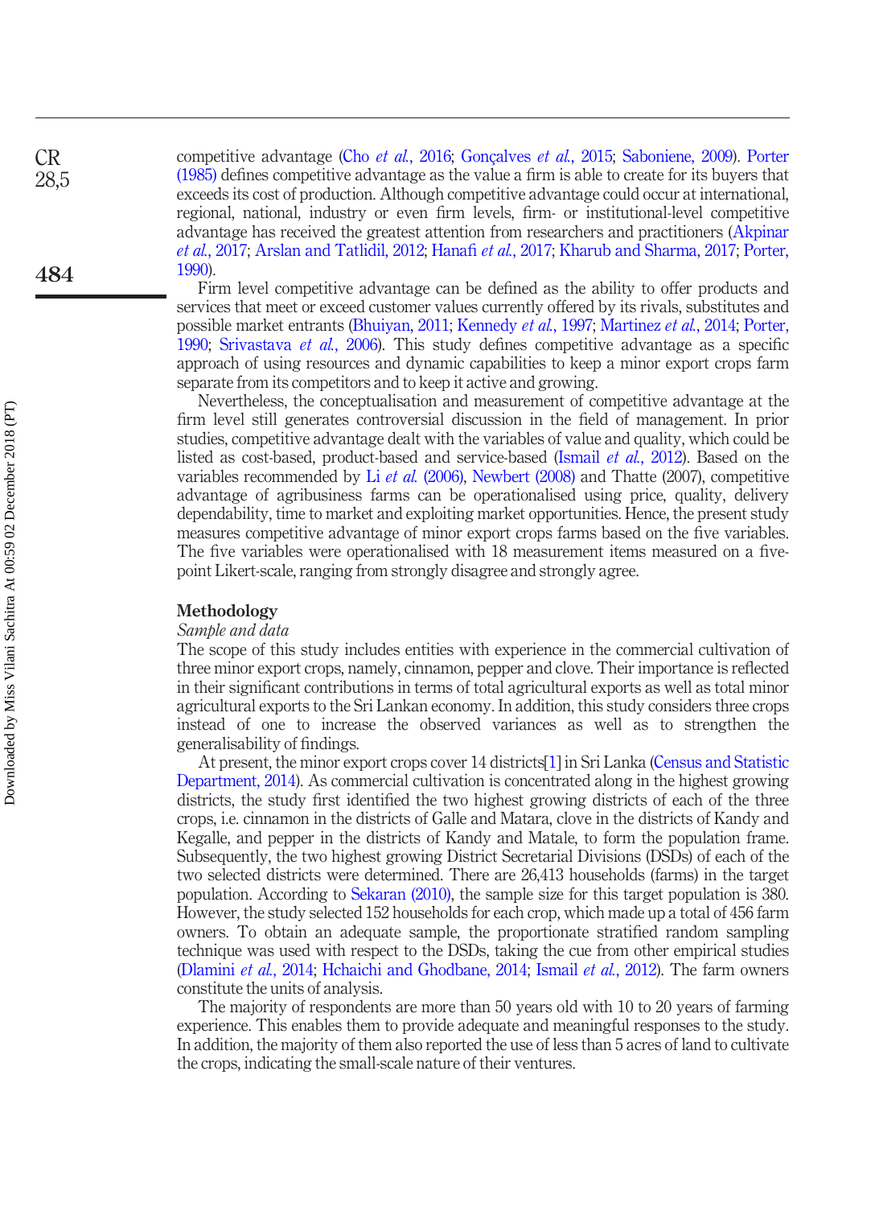competitive advantage (Cho *et al.*, 2016; Gonçalves *et al.*, 2015; Saboniene, 2009). Porter (1985) defines competitive advantage as the value a firm is able to create for its buyers that exceeds its cost of production. Although competitive advantage could occur at international, regional, national, industry or even firm levels, firm- or institutional-level competitive advantage has received the greatest attention from researchers and practitioners (Akpinar *et al.*, 2017; Arslan and Tatlidil, 2012; Hanafi *et al.*, 2017; Kharub and Sharma, 2017; Porter, 1990).

Firm level competitive advantage can be defined as the ability to offer products and services that meet or exceed customer values currently offered by its rivals, substitutes and possible market entrants (Bhuiyan, 2011; Kennedy *et al.*, 1997; Martinez *et al.*, 2014; Porter, 1990; Srivastava *et al.*, 2006). This study defines competitive advantage as a specific approach of using resources and dynamic capabilities to keep a minor export crops farm separate from its competitors and to keep it active and growing.

Nevertheless, the conceptualisation and measurement of competitive advantage at the firm level still generates controversial discussion in the field of management. In prior studies, competitive advantage dealt with the variables of value and quality, which could be listed as cost-based, product-based and service-based (Ismail *et al.*, 2012). Based on the variables recommended by Li *et al.* (2006), Newbert (2008) and Thatte (2007), competitive advantage of agribusiness farms can be operationalised using price, quality, delivery dependability, time to market and exploiting market opportunities. Hence, the present study measures competitive advantage of minor export crops farms based on the five variables. The five variables were operationalised with 18 measurement items measured on a five-point Likert-scale, ranging from strongly disagree and strongly agree.

## Methodology

### *Sample and data*

The scope of this study includes entities with experience in the commercial cultivation of three minor export crops, namely, cinnamon, pepper and clove. Their importance is reflected in their significant contributions in terms of total agricultural exports as well as total minor agricultural exports to the Sri Lankan economy. In addition, this study considers three crops instead of one to increase the observed variances as well as to strengthen the generalisability of findings.

At present, the minor export crops cover 14 districts[1] in Sri Lanka (Census and Statistic Department, 2014). As commercial cultivation is concentrated along in the highest growing districts, the study first identified the two highest growing districts of each of the three crops, i.e. cinnamon in the districts of Galle and Matara, clove in the districts of Kandy and Kegalle, and pepper in the districts of Kandy and Matale, to form the population frame. Subsequently, the two highest growing District Secretarial Divisions (DSDs) of each of the two selected districts were determined. There are 26,413 households (farms) in the target population. According to Sekaran (2010), the sample size for this target population is 380. However, the study selected 152 households for each crop, which made up a total of 456 farm owners. To obtain an adequate sample, the proportionate stratified random sampling technique was used with respect to the DSDs, taking the cue from other empirical studies (Dlamini *et al.*, 2014; Hchaichi and Ghodbane, 2014; Ismail *et al.*, 2012). The farm owners constitute the units of analysis.

The majority of respondents are more than 50 years old with 10 to 20 years of farming experience. This enables them to provide adequate and meaningful responses to the study. In addition, the majority of them also reported the use of less than 5 acres of land to cultivate the crops, indicating the small-scale nature of their ventures.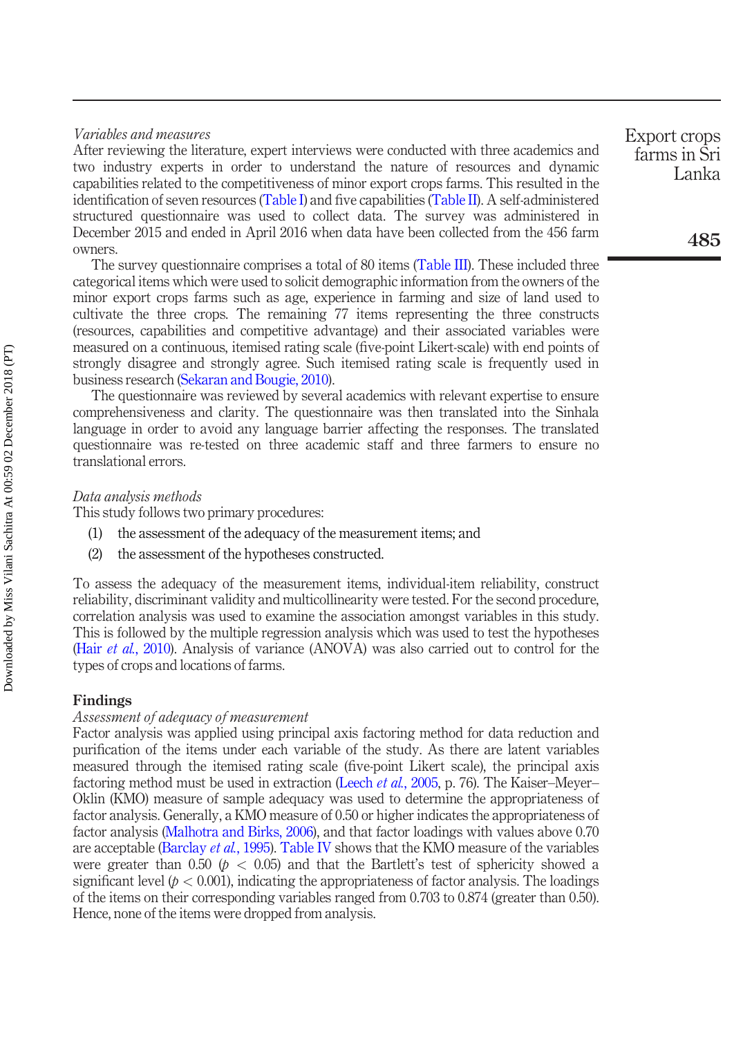*Variables and measures*

After reviewing the literature, expert interviews were conducted with three academics and two industry experts in order to understand the nature of resources and dynamic capabilities related to the competitiveness of minor export crops farms. This resulted in the identification of seven resources (Table I) and five capabilities (Table II). A self-administered structured questionnaire was used to collect data. The survey was administered in December 2015 and ended in April 2016 when data have been collected from the 456 farm owners.

The survey questionnaire comprises a total of 80 items (Table III). These included three categorical items which were used to solicit demographic information from the owners of the minor export crops farms such as age, experience in farming and size of land used to cultivate the three crops. The remaining 77 items representing the three constructs (resources, capabilities and competitive advantage) and their associated variables were measured on a continuous, itemised rating scale (five-point Likert-scale) with end points of strongly disagree and strongly agree. Such itemised rating scale is frequently used in business research (Sekaran and Bougie, 2010).

The questionnaire was reviewed by several academics with relevant expertise to ensure comprehensiveness and clarity. The questionnaire was then translated into the Sinhala language in order to avoid any language barrier affecting the responses. The translated questionnaire was re-tested on three academic staff and three farmers to ensure no translational errors.

*Data analysis methods*

This study follows two primary procedures:

(1) the assessment of the adequacy of the measurement items; and

(2) the assessment of the hypotheses constructed.

To assess the adequacy of the measurement items, individual-item reliability, construct reliability, discriminant validity and multicollinearity were tested. For the second procedure, correlation analysis was used to examine the association amongst variables in this study. This is followed by the multiple regression analysis which was used to test the hypotheses (Hair *et al.*, 2010). Analysis of variance (ANOVA) was also carried out to control for the types of crops and locations of farms.

## Findings

*Assessment of adequacy of measurement*

Factor analysis was applied using principal axis factoring method for data reduction and purification of the items under each variable of the study. As there are latent variables measured through the itemised rating scale (five-point Likert scale), the principal axis factoring method must be used in extraction (Leech *et al.*, 2005, p. 76). The Kaiser–Meyer–Oklin (KMO) measure of sample adequacy was used to determine the appropriateness of factor analysis. Generally, a KMO measure of 0.50 or higher indicates the appropriateness of factor analysis (Malhotra and Birks, 2006), and that factor loadings with values above 0.70 are acceptable (Barclay *et al.*, 1995). Table IV shows that the KMO measure of the variables were greater than 0.50 ($p < 0.05$) and that the Bartlett's test of sphericity showed a significant level ($p < 0.001$), indicating the appropriateness of factor analysis. The loadings of the items on their corresponding variables ranged from 0.703 to 0.874 (greater than 0.50). Hence, none of the items were dropped from analysis.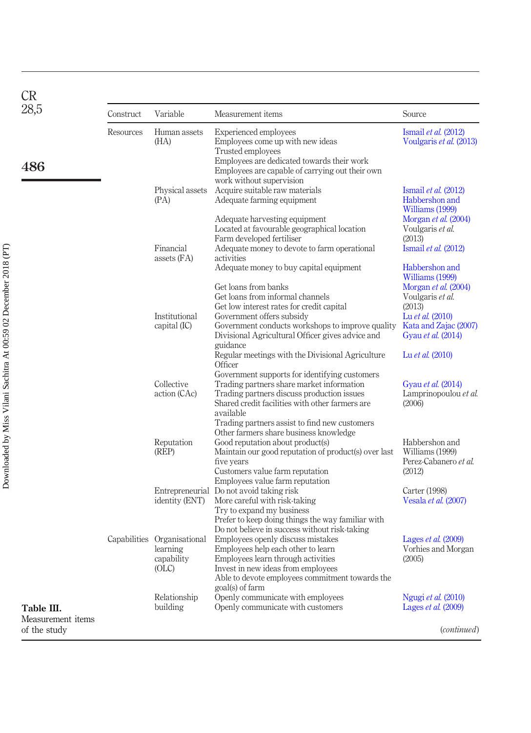**Table III.** Measurement items of the study

| Construct | Variable | Measurement items | Source |
|---|---|---|---|
| Resources | Human assets (HA) | Experienced employees | Ismail *et al.* (2012) |
| | | Employees come up with new ideas | Voulgaris *et al.* (2013) |
| | | Trusted employees | |
| | | Employees are dedicated towards their work | |
| | | Employees are capable of carrying out their own work without supervision | |
| | Physical assets (PA) | Acquire suitable raw materials | Ismail *et al.* (2012) |
| | | Adequate farming equipment | Habbershon and Williams (1999) |
| | | Adequate harvesting equipment | Morgan *et al.* (2004) |
| | | Located at favourable geographical location | Voulgaris *et al.* (2013) |
| | | Farm developed fertiliser | |
| | Financial assets (FA) | Adequate money to devote to farm operational activities | Ismail *et al.* (2012) |
| | | Adequate money to buy capital equipment | Habbershon and Williams (1999) |
| | | Get loans from banks | Morgan *et al.* (2004) |
| | | Get loans from informal channels | Voulgaris *et al.* (2013) |
| | | Get low interest rates for credit capital | |
| | Institutional capital (IC) | Government offers subsidy | Lu *et al.* (2010) |
| | | Government conducts workshops to improve quality | Kata and Zajac (2007) |
| | | Divisional Agricultural Officer gives advice and guidance | Gyau *et al.* (2014) |
| | | Regular meetings with the Divisional Agriculture Officer | Lu *et al.* (2010) |
| | | Government supports for identifying customers | |
| | Collective action (CAc) | Trading partners share market information | Gyau *et al.* (2014) |
| | | Trading partners discuss production issues | Lamprinopoulou *et al.* (2006) |
| | | Shared credit facilities with other farmers are available | |
| | | Trading partners assist to find new customers | |
| | | Other farmers share business knowledge | |
| | Reputation (REP) | Good reputation about product(s) | Habbershon and Williams (1999) |
| | | Maintain our good reputation of product(s) over last five years | Perez-Cabanero *et al.* (2012) |
| | | Customers value farm reputation | |
| | | Employees value farm reputation | |
| | Entrepreneurial identity (ENT) | Do not avoid taking risk | Carter (1998) |
| | | More careful with risk-taking | Vesala *et al.* (2007) |
| | | Try to expand my business | |
| | | Prefer to keep doing things the way familiar with | |
| | | Do not believe in success without risk-taking | |
| Capabilities | Organisational learning capability (OLC) | Employees openly discuss mistakes | Lages *et al.* (2009) |
| | | Employees help each other to learn | Vorhies and Morgan (2005) |
| | | Employees learn through activities | |
| | | Invest in new ideas from employees | |
| | | Able to devote employees commitment towards the goal(s) of farm | |
| | Relationship building | Openly communicate with employees | Ngugi *et al.* (2010) |
| | | Openly communicate with customers | Lages *et al.* (2009) |

(*continued*)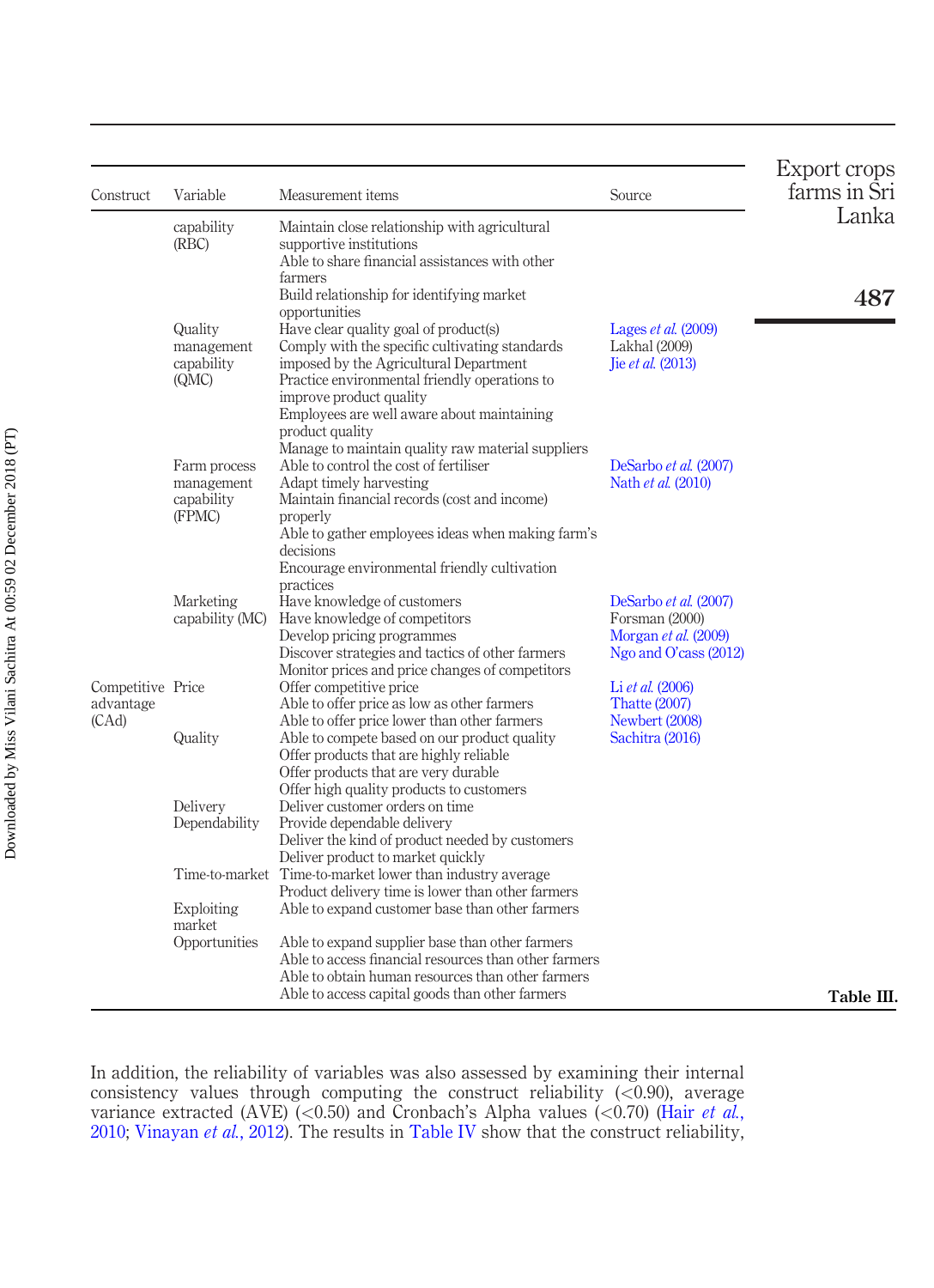| Construct | Variable | Measurement items | Source |
|---|---|---|---|
| | capability (RBC) | Maintain close relationship with agricultural supportive institutions<br>Able to share financial assistances with other farmers<br>Build relationship for identifying market opportunities | |
| | Quality management capability (QMC) | Have clear quality goal of product(s)<br>Comply with the specific cultivating standards imposed by the Agricultural Department<br>Practice environmental friendly operations to improve product quality<br>Employees are well aware about maintaining product quality<br>Manage to maintain quality raw material suppliers | Lages *et al.* (2009)<br>Lakhal (2009)<br>Jie *et al.* (2013) |
| | Farm process management capability (FPMC) | Able to control the cost of fertiliser<br>Adapt timely harvesting<br>Maintain financial records (cost and income) properly<br>Able to gather employees ideas when making farm's decisions<br>Encourage environmental friendly cultivation practices | DeSarbo *et al.* (2007)<br>Nath *et al.* (2010) |
| | Marketing capability (MC) | Have knowledge of customers<br>Have knowledge of competitors<br>Develop pricing programmes<br>Discover strategies and tactics of other farmers<br>Monitor prices and price changes of competitors | DeSarbo *et al.* (2007)<br>Forsman (2000)<br>Morgan *et al.* (2009)<br>Ngo and O'cass (2012) |
| Competitive advantage (CAd) | Price | Offer competitive price<br>Able to offer price as low as other farmers<br>Able to offer price lower than other farmers | Li *et al.* (2006)<br>Thatte (2007)<br>Newbert (2008)<br>Sachitra (2016) |
| | Quality | Able to compete based on our product quality<br>Offer products that are highly reliable<br>Offer products that are very durable<br>Offer high quality products to customers | |
| | Delivery Dependability | Deliver customer orders on time<br>Provide dependable delivery<br>Deliver the kind of product needed by customers<br>Deliver product to market quickly | |
| | Time-to-market | Time-to-market lower than industry average<br>Product delivery time is lower than other farmers | |
| | Exploiting market Opportunities | Able to expand customer base than other farmers<br>Able to expand supplier base than other farmers<br>Able to access financial resources than other farmers<br>Able to obtain human resources than other farmers<br>Able to access capital goods than other farmers | |

**Table III.**

In addition, the reliability of variables was also assessed by examining their internal consistency values through computing the construct reliability (<0.90), average variance extracted (AVE) (<0.50) and Cronbach's Alpha values (<0.70) (Hair *et al.*, 2010; Vinayan *et al.*, 2012). The results in Table IV show that the construct reliability,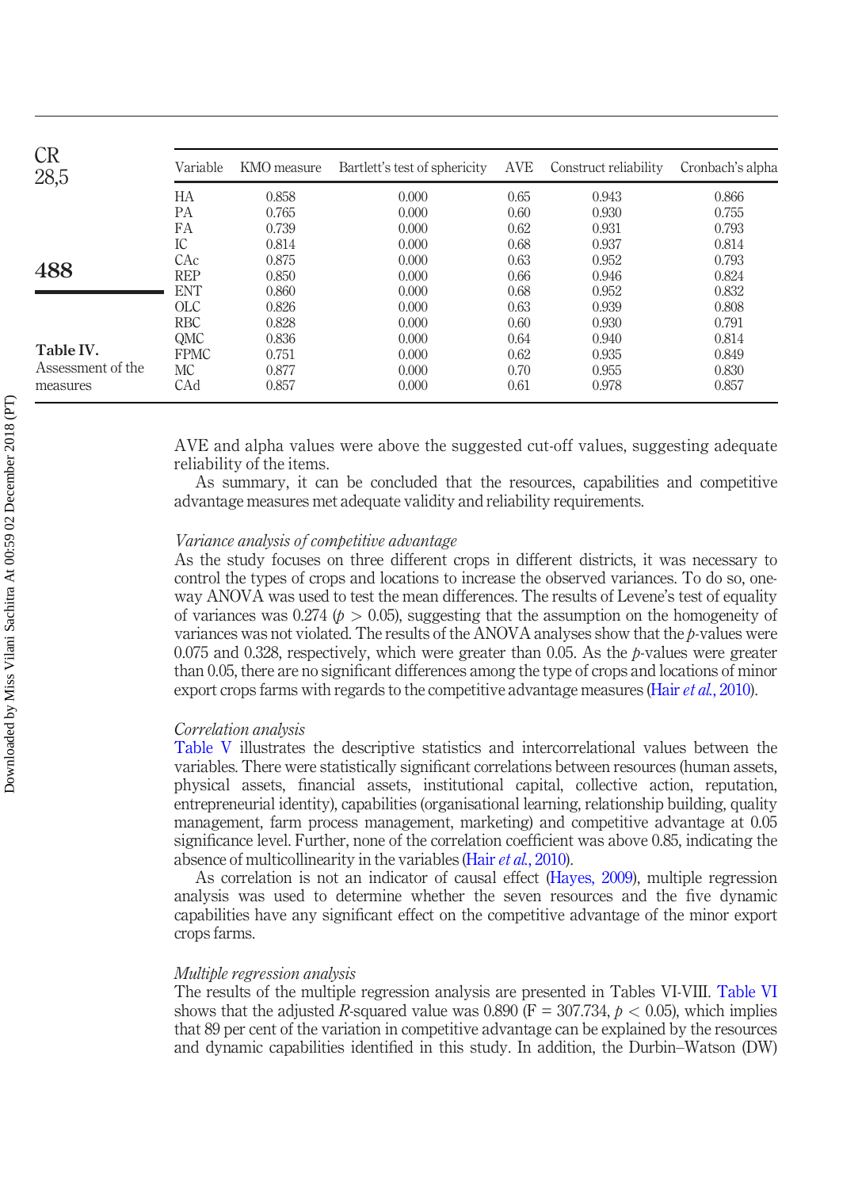**Table IV.** Assessment of the measures

| Variable | KMO measure | Bartlett's test of sphericity | AVE | Construct reliability | Cronbach's alpha |
|---|---|---|---|---|---|
| HA | 0.858 | 0.000 | 0.65 | 0.943 | 0.866 |
| PA | 0.765 | 0.000 | 0.60 | 0.930 | 0.755 |
| FA | 0.739 | 0.000 | 0.62 | 0.931 | 0.793 |
| IC | 0.814 | 0.000 | 0.68 | 0.937 | 0.814 |
| CAc | 0.875 | 0.000 | 0.63 | 0.952 | 0.793 |
| REP | 0.850 | 0.000 | 0.66 | 0.946 | 0.824 |
| ENT | 0.860 | 0.000 | 0.68 | 0.952 | 0.832 |
| OLC | 0.826 | 0.000 | 0.63 | 0.939 | 0.808 |
| RBC | 0.828 | 0.000 | 0.60 | 0.930 | 0.791 |
| QMC | 0.836 | 0.000 | 0.64 | 0.940 | 0.814 |
| FPMC | 0.751 | 0.000 | 0.62 | 0.935 | 0.849 |
| MC | 0.877 | 0.000 | 0.70 | 0.955 | 0.830 |
| CAd | 0.857 | 0.000 | 0.61 | 0.978 | 0.857 |

AVE and alpha values were above the suggested cut-off values, suggesting adequate reliability of the items.

As summary, it can be concluded that the resources, capabilities and competitive advantage measures met adequate validity and reliability requirements.

*Variance analysis of competitive advantage*

As the study focuses on three different crops in different districts, it was necessary to control the types of crops and locations to increase the observed variances. To do so, one-way ANOVA was used to test the mean differences. The results of Levene's test of equality of variances was 0.274 ($p > 0.05$), suggesting that the assumption on the homogeneity of variances was not violated. The results of the ANOVA analyses show that the $p$-values were 0.075 and 0.328, respectively, which were greater than 0.05. As the $p$-values were greater than 0.05, there are no significant differences among the type of crops and locations of minor export crops farms with regards to the competitive advantage measures (Hair *et al.*, 2010).

*Correlation analysis*

Table V illustrates the descriptive statistics and intercorrelational values between the variables. There were statistically significant correlations between resources (human assets, physical assets, financial assets, institutional capital, collective action, reputation, entrepreneurial identity), capabilities (organisational learning, relationship building, quality management, farm process management, marketing) and competitive advantage at 0.05 significance level. Further, none of the correlation coefficient was above 0.85, indicating the absence of multicollinearity in the variables (Hair *et al.*, 2010).

As correlation is not an indicator of causal effect (Hayes, 2009), multiple regression analysis was used to determine whether the seven resources and the five dynamic capabilities have any significant effect on the competitive advantage of the minor export crops farms.

*Multiple regression analysis*

The results of the multiple regression analysis are presented in Tables VI-VIII. Table VI shows that the adjusted $R$-squared value was 0.890 ($F = 307.734$, $p < 0.05$), which implies that 89 per cent of the variation in competitive advantage can be explained by the resources and dynamic capabilities identified in this study. In addition, the Durbin–Watson (DW)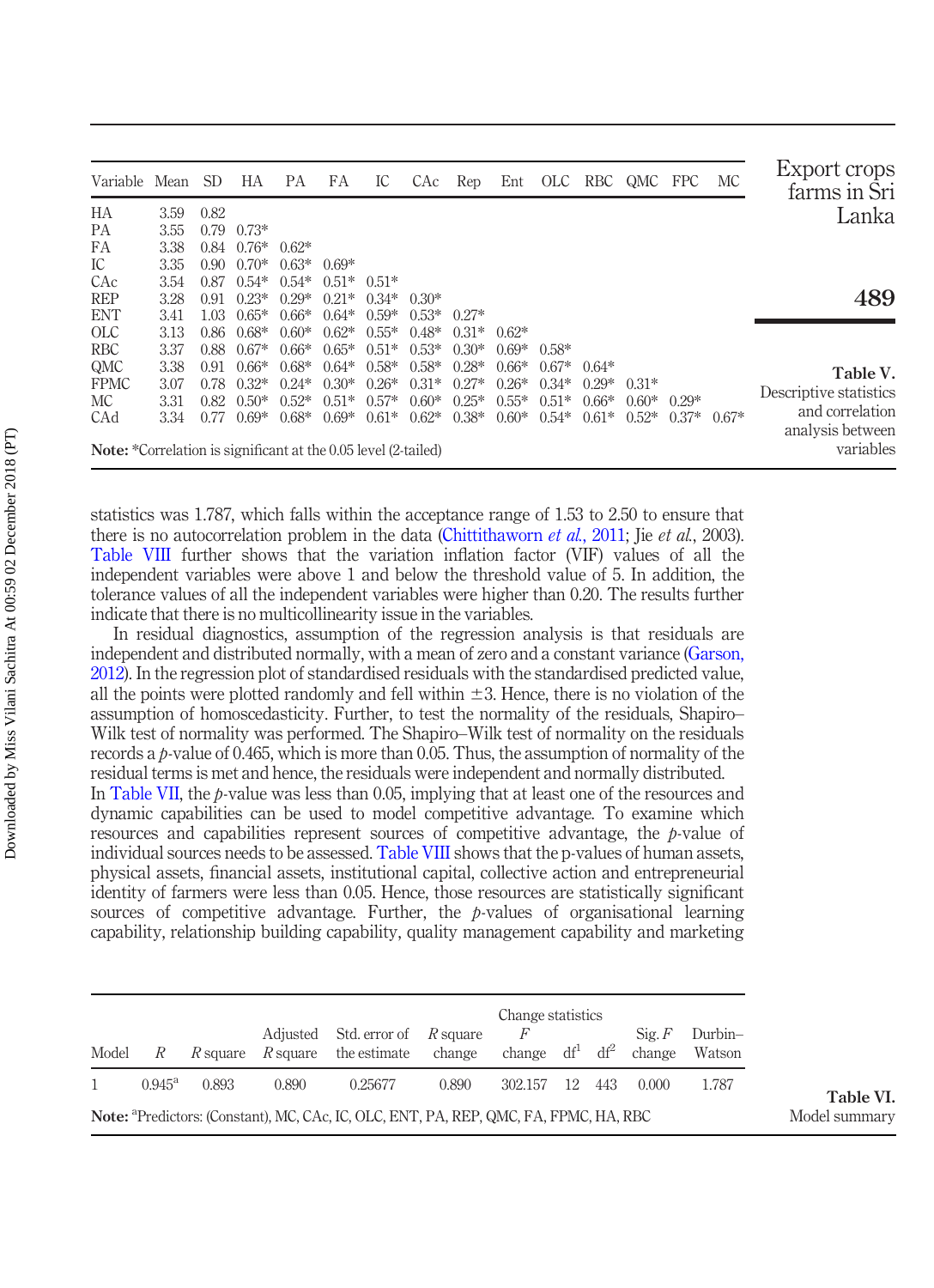**Table V.** Descriptive statistics and correlation analysis between variables

| Variable | Mean | SD | HA | PA | FA | IC | CAc | Rep | Ent | OLC | RBC | QMC | FPC | MC |
|---|---|---|---|---|---|---|---|---|---|---|---|---|---|---|
| HA | 3.59 | 0.82 | | | | | | | | | | | | |
| PA | 3.55 | 0.79 | 0.73* | | | | | | | | | | | |
| FA | 3.38 | 0.84 | 0.76* | 0.62* | | | | | | | | | | |
| IC | 3.35 | 0.90 | 0.70* | 0.63* | 0.69* | | | | | | | | | |
| CAc | 3.54 | 0.87 | 0.54* | 0.54* | 0.51* | 0.51* | | | | | | | | |
| REP | 3.28 | 0.91 | 0.23* | 0.29* | 0.21* | 0.34* | 0.30* | | | | | | | |
| ENT | 3.41 | 1.03 | 0.65* | 0.66* | 0.64* | 0.59* | 0.53* | 0.27* | | | | | | |
| OLC | 3.13 | 0.86 | 0.68* | 0.60* | 0.62* | 0.55* | 0.48* | 0.31* | 0.62* | | | | | |
| RBC | 3.37 | 0.88 | 0.67* | 0.66* | 0.65* | 0.51* | 0.53* | 0.30* | 0.69* | 0.58* | | | | |
| QMC | 3.38 | 0.91 | 0.66* | 0.68* | 0.64* | 0.58* | 0.58* | 0.28* | 0.66* | 0.67* | 0.64* | | | |
| FPMC | 3.07 | 0.78 | 0.32* | 0.24* | 0.30* | 0.26* | 0.31* | 0.27* | 0.26* | 0.34* | 0.29* | 0.31* | | |
| MC | 3.31 | 0.82 | 0.50* | 0.52* | 0.51* | 0.57* | 0.60* | 0.25* | 0.55* | 0.51* | 0.66* | 0.60* | 0.29* | |
| CAd | 3.34 | 0.77 | 0.69* | 0.68* | 0.69* | 0.61* | 0.62* | 0.38* | 0.60* | 0.54* | 0.61* | 0.52* | 0.37* | 0.67* |

**Note:** *Correlation is significant at the 0.05 level (2-tailed)

statistics was 1.787, which falls within the acceptance range of 1.53 to 2.50 to ensure that there is no autocorrelation problem in the data (Chittithaworn *et al.*, 2011; Jie *et al.*, 2003). Table VIII further shows that the variation inflation factor (VIF) values of all the independent variables were above 1 and below the threshold value of 5. In addition, the tolerance values of all the independent variables were higher than 0.20. The results further indicate that there is no multicollinearity issue in the variables.

In residual diagnostics, assumption of the regression analysis is that residuals are independent and distributed normally, with a mean of zero and a constant variance (Garson, 2012). In the regression plot of standardised residuals with the standardised predicted value, all the points were plotted randomly and fell within ±3. Hence, there is no violation of the assumption of homoscedasticity. Further, to test the normality of the residuals, Shapiro–Wilk test of normality was performed. The Shapiro–Wilk test of normality on the residuals records a $p$-value of 0.465, which is more than 0.05. Thus, the assumption of normality of the residual terms is met and hence, the residuals were independent and normally distributed.

In Table VII, the $p$-value was less than 0.05, implying that at least one of the resources and dynamic capabilities can be used to model competitive advantage. To examine which resources and capabilities represent sources of competitive advantage, the $p$-value of individual sources needs to be assessed. Table VIII shows that the p-values of human assets, physical assets, financial assets, institutional capital, collective action and entrepreneurial identity of farmers were less than 0.05. Hence, these resources are statistically significant sources of competitive advantage. Further, the $p$-values of organisational learning capability, relationship building capability, quality management capability and marketing

**Table VI.** Model summary

| Model | $R$ | $R$ square | Adjusted $R$ square | Std. error of the estimate | $R$ square change | $F$ change | df[1] | df[2] | Sig. $F$ change | Durbin–Watson |
|---|---|---|---|---|---|---|---|---|---|---|
| | | | | | Change statistics | | | | | |
| 1 | 0.945[a] | 0.893 | 0.890 | 0.25677 | 0.890 | 302.157 | 12 | 443 | 0.000 | 1.787 |

**Note:** [a]Predictors: (Constant), MC, CAc, IC, OLC, ENT, PA, REP, QMC, FA, FPMC, HA, RBC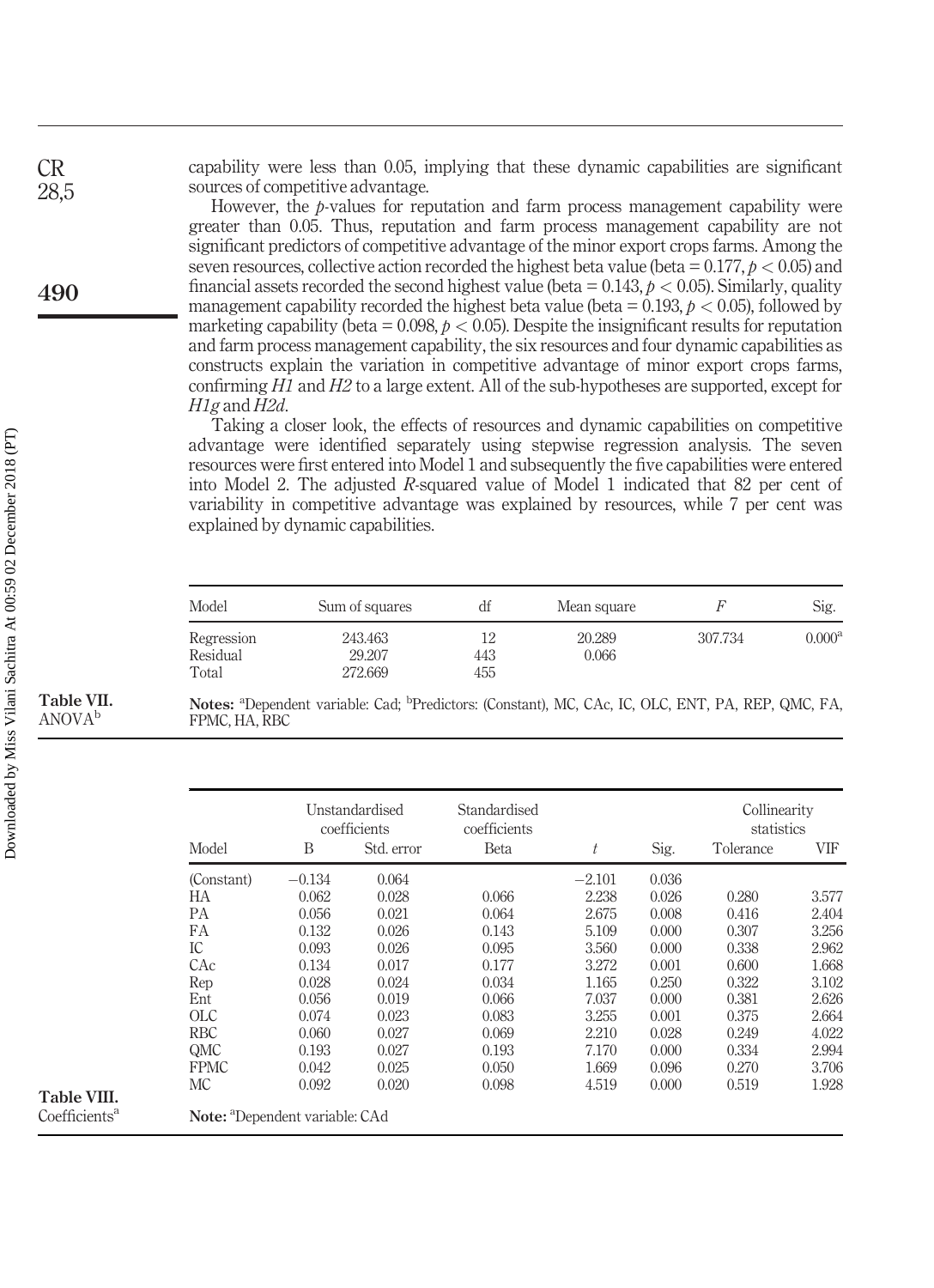capability were less than 0.05, implying that these dynamic capabilities are significant sources of competitive advantage.

However, the $p$-values for reputation and farm process management capability were greater than 0.05. Thus, reputation and farm process management capability are not significant predictors of competitive advantage of the minor export crops farms. Among the seven resources, collective action recorded the highest beta value (beta = 0.177, $p < 0.05$) and financial assets recorded the second highest value (beta = 0.143, $p < 0.05$). Similarly, quality management capability recorded the highest beta value (beta = 0.193, $p < 0.05$), followed by marketing capability (beta = 0.098, $p < 0.05$). Despite the insignificant results for reputation and farm process management capability, the six resources and four dynamic capabilities as constructs explain the variation in competitive advantage of minor export crops farms, confirming *H1* and *H2* to a large extent. All of the sub-hypotheses are supported, except for *H1g* and *H2d*.

Taking a closer look, the effects of resources and dynamic capabilities on competitive advantage were identified separately using stepwise regression analysis. The seven resources were first entered into Model 1 and subsequently the five capabilities were entered into Model 2. The adjusted $R$-squared value of Model 1 indicated that 82 per cent of variability in competitive advantage was explained by resources, while 7 per cent was explained by dynamic capabilities.

**Table VII.** ANOVA[b]

| Model | Sum of squares | df | Mean square | $F$ | Sig. |
|---|---|---|---|---|---|
| Regression | 243.463 | 12 | 20.289 | 307.734 | 0.000[a] |
| Residual | 29.207 | 443 | 0.066 | | |
| Total | 272.669 | 455 | | | |

**Notes:** [a]Dependent variable: Cad; [b]Predictors: (Constant), MC, CAc, IC, OLC, ENT, PA, REP, QMC, FA, FPMC, HA, RBC

**Table VIII.** Coefficients[a]

| Model | Unstandardised coefficients | | Standardised coefficients | | | Collinearity statistics | |
|---|---|---|---|---|---|---|---|
| | B | Std. error | Beta | $t$ | Sig. | Tolerance | VIF |
| (Constant) | −0.134 | 0.064 | | −2.101 | 0.036 | | |
| HA | 0.062 | 0.028 | 0.066 | 2.238 | 0.026 | 0.280 | 3.577 |
| PA | 0.056 | 0.021 | 0.064 | 2.675 | 0.008 | 0.416 | 2.404 |
| FA | 0.132 | 0.026 | 0.143 | 5.109 | 0.000 | 0.307 | 3.256 |
| IC | 0.093 | 0.026 | 0.095 | 3.560 | 0.000 | 0.338 | 2.962 |
| CAc | 0.134 | 0.017 | 0.177 | 3.272 | 0.001 | 0.600 | 1.668 |
| Rep | 0.028 | 0.024 | 0.034 | 1.165 | 0.250 | 0.322 | 3.102 |
| Ent | 0.056 | 0.019 | 0.066 | 7.037 | 0.000 | 0.381 | 2.626 |
| OLC | 0.074 | 0.023 | 0.083 | 3.255 | 0.001 | 0.375 | 2.664 |
| RBC | 0.060 | 0.027 | 0.069 | 2.210 | 0.028 | 0.249 | 4.022 |
| QMC | 0.193 | 0.027 | 0.193 | 7.170 | 0.000 | 0.334 | 2.994 |
| FPMC | 0.042 | 0.025 | 0.050 | 1.669 | 0.096 | 0.270 | 3.706 |
| MC | 0.092 | 0.020 | 0.098 | 4.519 | 0.000 | 0.519 | 1.928 |

**Note:** [a]Dependent variable: CAd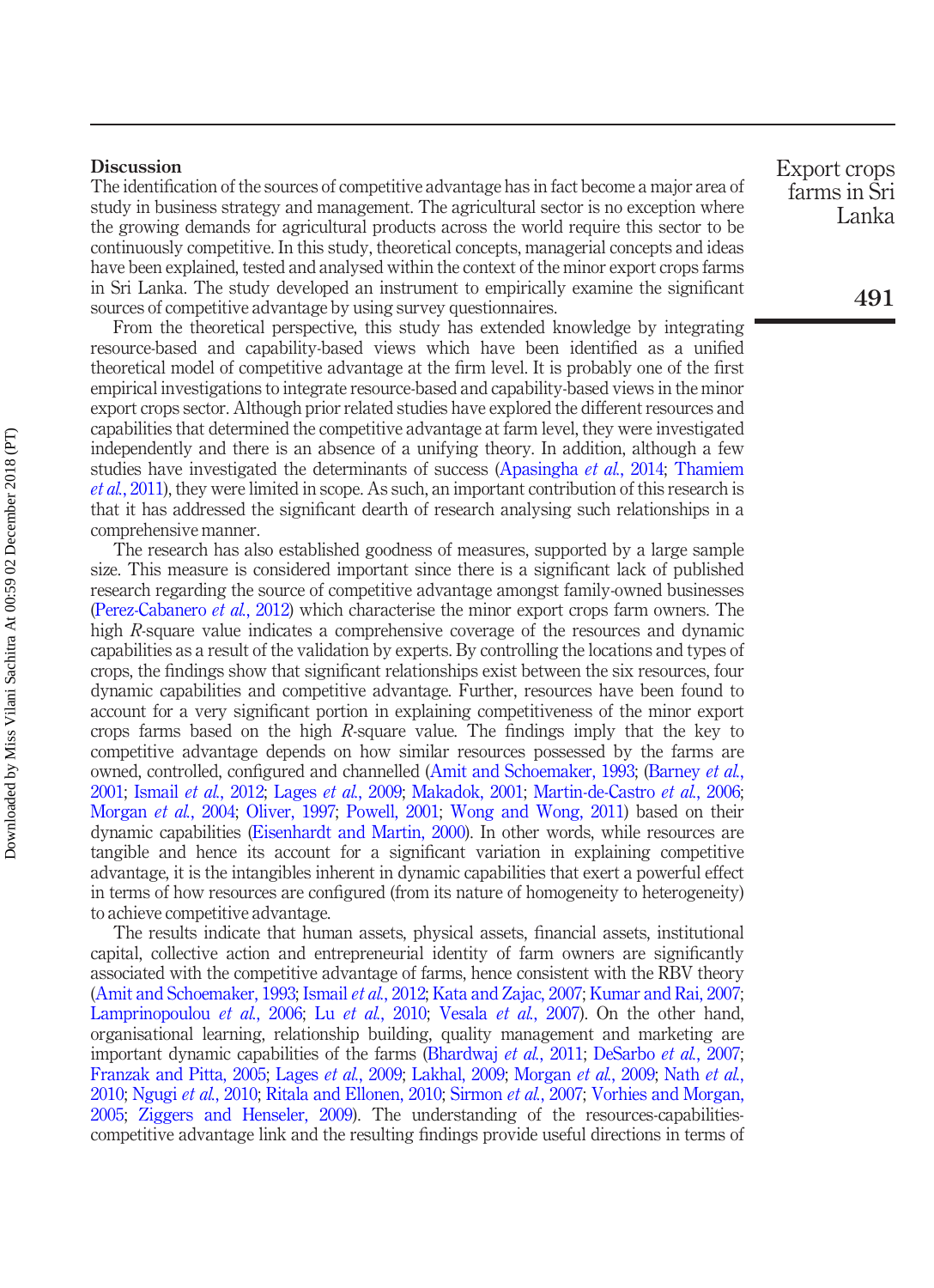## Discussion

The identification of the sources of competitive advantage has in fact become a major area of study in business strategy and management. The agricultural sector is no exception where the growing demands for agricultural products across the world require this sector to be continuously competitive. In this study, theoretical concepts, managerial concepts and ideas have been explained, tested and analysed within the context of the minor export crops farms in Sri Lanka. The study developed an instrument to empirically examine the significant sources of competitive advantage by using survey questionnaires.

From the theoretical perspective, this study has extended knowledge by integrating resource-based and capability-based views which have been identified as a unified theoretical model of competitive advantage at the firm level. It is probably one of the first empirical investigations to integrate resource-based and capability-based views in the minor export crops sector. Although prior related studies have explored the different resources and capabilities that determined the competitive advantage at farm level, they were investigated independently and there is an absence of a unifying theory. In addition, although a few studies have investigated the determinants of success (Apasingha *et al.*, 2014; Thamiem *et al.*, 2011), they were limited in scope. As such, an important contribution of this research is that it has addressed the significant dearth of research analysing such relationships in a comprehensive manner.

The research has also established goodness of measures, supported by a large sample size. This measure is considered important since there is a significant lack of published research regarding the source of competitive advantage amongst family-owned businesses (Perez-Cabanero *et al.*, 2012) which characterise the minor export crops farm owners. The high *R*-square value indicates a comprehensive coverage of the resources and dynamic capabilities as a result of the validation by experts. By controlling the locations and types of crops, the findings show that significant relationships exist between the six resources, four dynamic capabilities and competitive advantage. Further, resources have been found to account for a very significant portion in explaining competitiveness of the minor export crops farms based on the high *R*-square value. The findings imply that the key to competitive advantage depends on how similar resources possessed by the farms are owned, controlled, configured and channelled (Amit and Schoemaker, 1993; (Barney *et al.*, 2001; Ismail *et al.*, 2012; Lages *et al.*, 2009; Makadok, 2001; Martin-de-Castro *et al.*, 2006; Morgan *et al.*, 2004; Oliver, 1997; Powell, 2001; Wong and Wong, 2011) based on their dynamic capabilities (Eisenhardt and Martin, 2000). In other words, while resources are tangible and hence its account for a significant variation in explaining competitive advantage, it is the intangibles inherent in dynamic capabilities that exert a powerful effect in terms of how resources are configured (from its nature of homogeneity to heterogeneity) to achieve competitive advantage.

The results indicate that human assets, physical assets, financial assets, institutional capital, collective action and entrepreneurial identity of farm owners are significantly associated with the competitive advantage of farms, hence consistent with the RBV theory (Amit and Schoemaker, 1993; Ismail *et al.*, 2012; Kata and Zajac, 2007; Kumar and Rai, 2007; Lamprinopoulou *et al.*, 2006; Lu *et al.*, 2010; Vesala *et al.*, 2007). On the other hand, organisational learning, relationship building, quality management and marketing are important dynamic capabilities of the farms (Bhardwaj *et al.*, 2011; DeSarbo *et al.*, 2007; Franzak and Pitta, 2005; Lages *et al.*, 2009; Lakhal, 2009; Morgan *et al.*, 2009; Nath *et al.*, 2010; Ngugi *et al.*, 2010; Ritala and Ellonen, 2010; Sirmon *et al.*, 2007; Vorhies and Morgan, 2005; Ziggers and Henseler, 2009). The understanding of the resources-capabilities-competitive advantage link and the resulting findings provide useful directions in terms of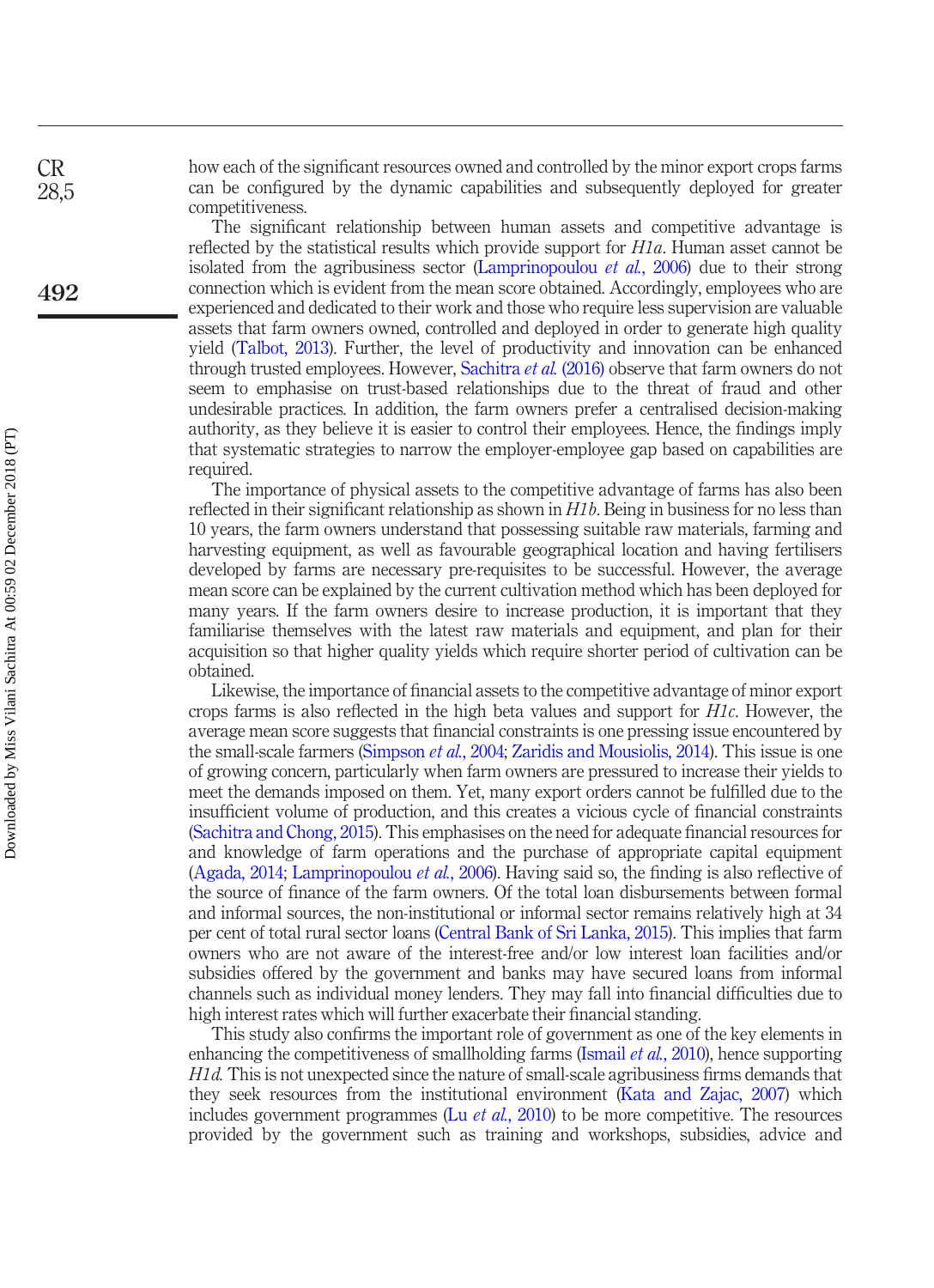how each of the significant resources owned and controlled by the minor export crops farms can be configured by the dynamic capabilities and subsequently deployed for greater competitiveness.

The significant relationship between human assets and competitive advantage is reflected by the statistical results which provide support for *H1a*. Human asset cannot be isolated from the agribusiness sector (Lamprinopoulou *et al.*, 2006) due to their strong connection which is evident from the mean score obtained. Accordingly, employees who are experienced and dedicated to their work and those who require less supervision are valuable assets that farm owners owned, controlled and deployed in order to generate high quality yield (Talbot, 2013). Further, the level of productivity and innovation can be enhanced through trusted employees. However, Sachitra *et al.* (2016) observe that farm owners do not seem to emphasise on trust-based relationships due to the threat of fraud and other undesirable practices. In addition, the farm owners prefer a centralised decision-making authority, as they believe it is easier to control their employees. Hence, the findings imply that systematic strategies to narrow the employer-employee gap based on capabilities are required.

The importance of physical assets to the competitive advantage of farms has also been reflected in their significant relationship as shown in *H1b*. Being in business for no less than 10 years, the farm owners understand that possessing suitable raw materials, farming and harvesting equipment, as well as favourable geographical location and having fertilisers developed by farms are necessary pre-requisites to be successful. However, the average mean score can be explained by the current cultivation method which has been deployed for many years. If the farm owners desire to increase production, it is important that they familiarise themselves with the latest raw materials and equipment, and plan for their acquisition so that higher quality yields which require shorter period of cultivation can be obtained.

Likewise, the importance of financial assets to the competitive advantage of minor export crops farms is also reflected in the high beta values and support for *H1c*. However, the average mean score suggests that financial constraints is one pressing issue encountered by the small-scale farmers (Simpson *et al.*, 2004; Zaridis and Mousiolis, 2014). This issue is one of growing concern, particularly when farm owners are pressured to increase their yields to meet the demands imposed on them. Yet, many export orders cannot be fulfilled due to the insufficient volume of production, and this creates a vicious cycle of financial constraints (Sachitra and Chong, 2015). This emphasises on the need for adequate financial resources for and knowledge of farm operations and the purchase of appropriate capital equipment (Agada, 2014; Lamprinopoulou *et al.*, 2006). Having said so, the finding is also reflective of the source of finance of the farm owners. Of the total loan disbursements between formal and informal sources, the non-institutional or informal sector remains relatively high at 34 per cent of total rural sector loans (Central Bank of Sri Lanka, 2015). This implies that farm owners who are not aware of the interest-free and/or low interest loan facilities and/or subsidies offered by the government and banks may have secured loans from informal channels such as individual money lenders. They may fall into financial difficulties due to high interest rates which will further exacerbate their financial standing.

This study also confirms the important role of government as one of the key elements in enhancing the competitiveness of smallholding farms (Ismail *et al.*, 2010), hence supporting *H1d*. This is not unexpected since the nature of small-scale agribusiness firms demands that they seek resources from the institutional environment (Kata and Zajac, 2007) which includes government programmes (Lu *et al.*, 2010) to be more competitive. The resources provided by the government such as training and workshops, subsidies, advice and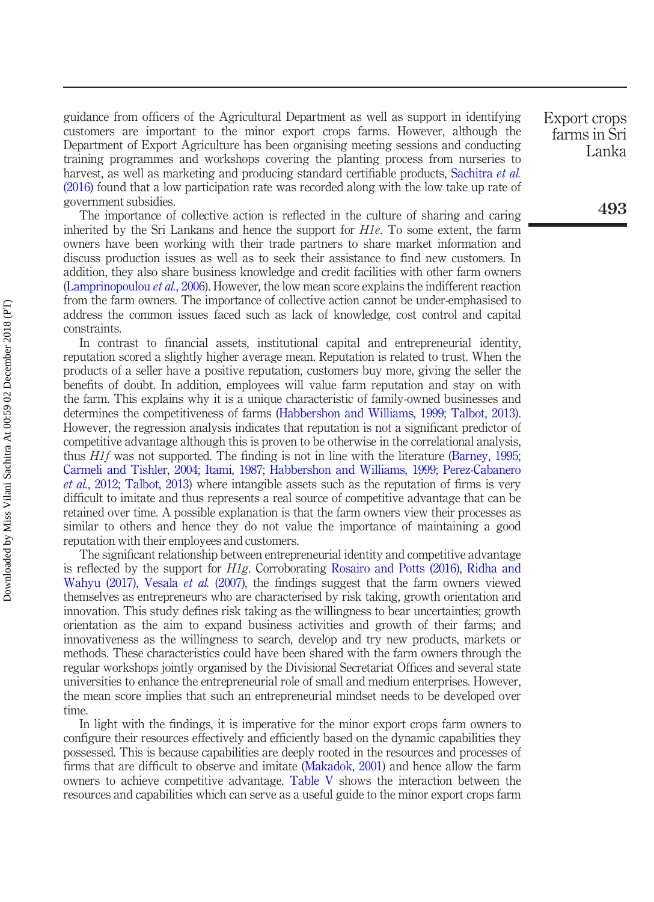guidance from officers of the Agricultural Department as well as support in identifying customers are important to the minor export crops farms. However, although the Department of Export Agriculture has been organising meeting sessions and conducting training programmes and workshops covering the planting process from nurseries to harvest, as well as marketing and producing standard certifiable products, Sachitra *et al.* (2016) found that a low participation rate was recorded along with the low take up rate of government subsidies.

The importance of collective action is reflected in the culture of sharing and caring inherited by the Sri Lankans and hence the support for *H1e*. To some extent, the farm owners have been working with their trade partners to share market information and discuss production issues as well as to seek their assistance to find new customers. In addition, they also share business knowledge and credit facilities with other farm owners (Lamprinopoulou *et al.*, 2006). However, the low mean score explains the indifferent reaction from the farm owners. The importance of collective action cannot be under-emphasised to address the common issues faced such as lack of knowledge, cost control and capital constraints.

In contrast to financial assets, institutional capital and entrepreneurial identity, reputation scored a slightly higher average mean. Reputation is related to trust. When the products of a seller have a positive reputation, customers buy more, giving the seller the benefits of doubt. In addition, employees will value farm reputation and stay on with the farm. This explains why it is a unique characteristic of family-owned businesses and determines the competitiveness of farms (Habbershon and Williams, 1999; Talbot, 2013). However, the regression analysis indicates that reputation is not a significant predictor of competitive advantage although this is proven to be otherwise in the correlational analysis, thus *H1f* was not supported. The finding is not in line with the literature (Barney, 1995; Carmeli and Tishler, 2004; Itami, 1987; Habbershon and Williams, 1999; Perez-Cabanero *et al.*, 2012; Talbot, 2013) where intangible assets such as the reputation of firms is very difficult to imitate and thus represents a real source of competitive advantage that can be retained over time. A possible explanation is that the farm owners view their processes as similar to others and hence they do not value the importance of maintaining a good reputation with their employees and customers.

The significant relationship between entrepreneurial identity and competitive advantage is reflected by the support for *H1g*. Corroborating Rosairo and Potts (2016), Ridha and Wahyu (2017), Vesala *et al.* (2007), the findings suggest that the farm owners viewed themselves as entrepreneurs who are characterised by risk taking, growth orientation and innovation. This study defines risk taking as the willingness to bear uncertainties; growth orientation as the aim to expand business activities and growth of their farms; and innovativeness as the willingness to search, develop and try new products, markets or methods. These characteristics could have been shared with the farm owners through the regular workshops jointly organised by the Divisional Secretariat Offices and several state universities to enhance the entrepreneurial role of small and medium enterprises. However, the mean score implies that such an entrepreneurial mindset needs to be developed over time.

In light with the findings, it is imperative for the minor export crops farm owners to configure their resources effectively and efficiently based on the dynamic capabilities they possessed. This is because capabilities are deeply rooted in the resources and processes of firms that are difficult to observe and imitate (Makadok, 2001) and hence allow the farm owners to achieve competitive advantage. Table V shows the interaction between the resources and capabilities which can serve as a useful guide to the minor export crops farm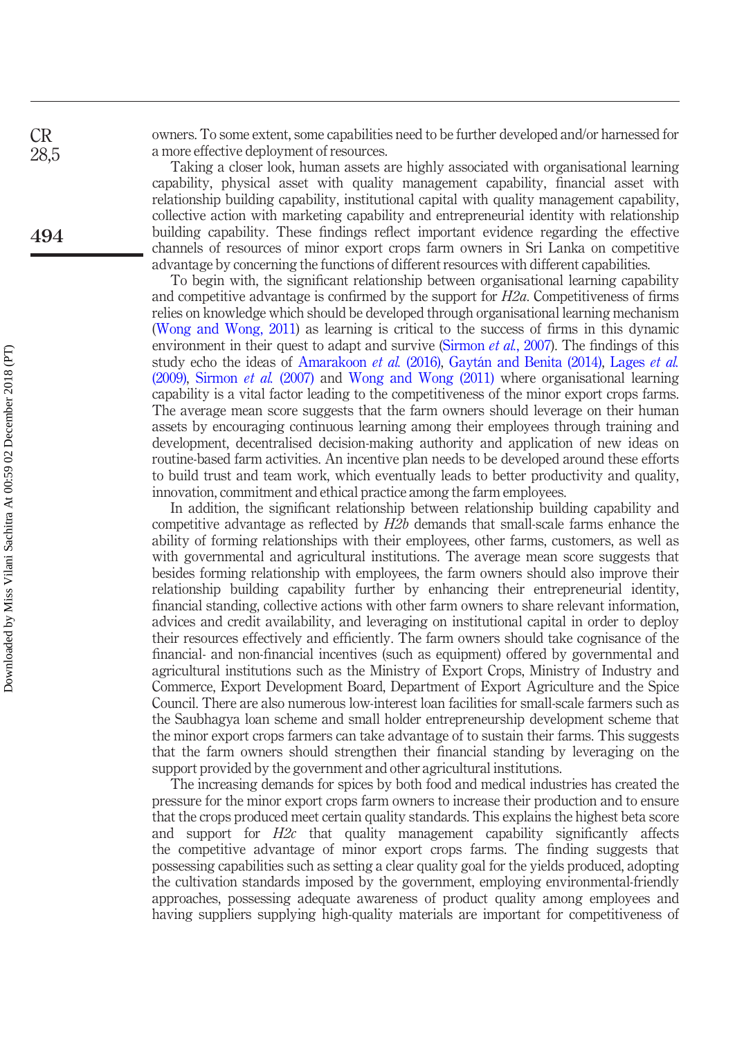owners. To some extent, some capabilities need to be further developed and/or harnessed for a more effective deployment of resources.

Taking a closer look, human assets are highly associated with organisational learning capability, physical asset with quality management capability, financial asset with relationship building capability, institutional capital with quality management capability, collective action with marketing capability and entrepreneurial identity with relationship building capability. These findings reflect important evidence regarding the effective channels of resources of minor export crops farm owners in Sri Lanka on competitive advantage by concerning the functions of different resources with different capabilities.

To begin with, the significant relationship between organisational learning capability and competitive advantage is confirmed by the support for *H2a*. Competitiveness of firms relies on knowledge which should be developed through organisational learning mechanism (Wong and Wong, 2011) as learning is critical to the success of firms in this dynamic environment in their quest to adapt and survive (Sirmon *et al.*, 2007). The findings of this study echo the ideas of Amarakoon *et al.* (2016), Gaytán and Benita (2014), Lages *et al.* (2009), Sirmon *et al.* (2007) and Wong and Wong (2011) where organisational learning capability is a vital factor leading to the competitiveness of the minor export crops farms. The average mean score suggests that the farm owners should leverage on their human assets by encouraging continuous learning among their employees through training and development, decentralised decision-making authority and application of new ideas on routine-based farm activities. An incentive plan needs to be developed around these efforts to build trust and team work, which eventually leads to better productivity and quality, innovation, commitment and ethical practice among the farm employees.

In addition, the significant relationship between relationship building capability and competitive advantage as reflected by *H2b* demands that small-scale farms enhance the ability of forming relationships with their employees, other farms, customers, as well as with governmental and agricultural institutions. The average mean score suggests that besides forming relationship with employees, the farm owners should also improve their relationship building capability further by enhancing their entrepreneurial identity, financial standing, collective actions with other farm owners to share relevant information, advices and credit availability, and leveraging on institutional capital in order to deploy their resources effectively and efficiently. The farm owners should take cognisance of the financial- and non-financial incentives (such as equipment) offered by governmental and agricultural institutions such as the Ministry of Export Crops, Ministry of Industry and Commerce, Export Development Board, Department of Export Agriculture and the Spice Council. There are also numerous low-interest loan facilities for small-scale farmers such as the Saubhagya loan scheme and small holder entrepreneurship development scheme that the minor export crops farmers can take advantage of to sustain their farms. This suggests that the farm owners should strengthen their financial standing by leveraging on the support provided by the government and other agricultural institutions.

The increasing demands for spices by both food and medical industries has created the pressure for the minor export crops farm owners to increase their production and to ensure that the crops produced meet certain quality standards. This explains the highest beta score and support for *H2c* that quality management capability significantly affects the competitive advantage of minor export crops farms. The finding suggests that possessing capabilities such as setting a clear quality goal for the yields produced, adopting the cultivation standards imposed by the government, employing environmental-friendly approaches, possessing adequate awareness of product quality among employees and having suppliers supplying high-quality materials are important for competitiveness of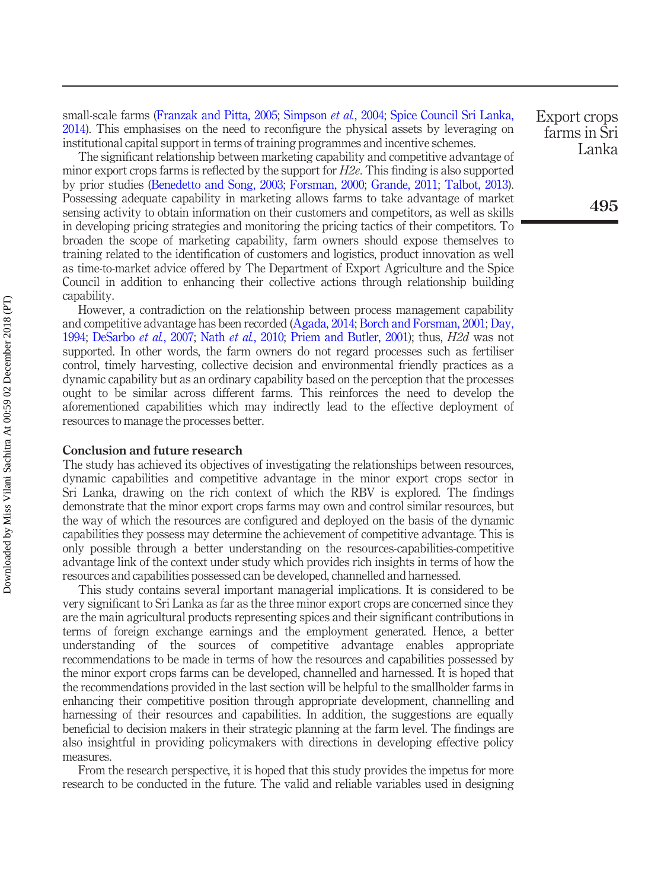small-scale farms (Franzak and Pitta, 2005; Simpson *et al.*, 2004; Spice Council Sri Lanka, 2014). This emphasises on the need to reconfigure the physical assets by leveraging on institutional capital support in terms of training programmes and incentive schemes.

The significant relationship between marketing capability and competitive advantage of minor export crops farms is reflected by the support for *H2e*. This finding is also supported by prior studies (Benedetto and Song, 2003; Forsman, 2000; Grande, 2011; Talbot, 2013). Possessing adequate capability in marketing allows farms to take advantage of market sensing activity to obtain information on their customers and competitors, as well as skills in developing pricing strategies and monitoring the pricing tactics of their competitors. To broaden the scope of marketing capability, farm owners should expose themselves to training related to the identification of customers and logistics, product innovation as well as time-to-market advice offered by The Department of Export Agriculture and the Spice Council in addition to enhancing their collective actions through relationship building capability.

However, a contradiction on the relationship between process management capability and competitive advantage has been recorded (Agada, 2014; Borch and Forsman, 2001; Day, 1994; DeSarbo *et al.*, 2007; Nath *et al.*, 2010; Priem and Butler, 2001); thus, *H2d* was not supported. In other words, the farm owners do not regard processes such as fertiliser control, timely harvesting, collective decision and environmental friendly practices as a dynamic capability but as an ordinary capability based on the perception that the processes ought to be similar across different farms. This reinforces the need to develop the aforementioned capabilities which may indirectly lead to the effective deployment of resources to manage the processes better.

## Conclusion and future research

The study has achieved its objectives of investigating the relationships between resources, dynamic capabilities and competitive advantage in the minor export crops sector in Sri Lanka, drawing on the rich context of which the RBV is explored. The findings demonstrate that the minor export crops farms may own and control similar resources, but the way of which the resources are configured and deployed on the basis of the dynamic capabilities they possess may determine the achievement of competitive advantage. This is only possible through a better understanding on the resources-capabilities-competitive advantage link of the context under study which provides rich insights in terms of how the resources and capabilities possessed can be developed, channelled and harnessed.

This study contains several important managerial implications. It is considered to be very significant to Sri Lanka as far as the three minor export crops are concerned since they are the main agricultural products representing spices and their significant contributions in terms of foreign exchange earnings and the employment generated. Hence, a better understanding of the sources of competitive advantage enables appropriate recommendations to be made in terms of how the resources and capabilities possessed by the minor export crops farms can be developed, channelled and harnessed. It is hoped that the recommendations provided in the last section will be helpful to the smallholder farms in enhancing their competitive position through appropriate development, channelling and harnessing of their resources and capabilities. In addition, the suggestions are equally beneficial to decision makers in their strategic planning at the farm level. The findings are also insightful in providing policymakers with directions in developing effective policy measures.

From the research perspective, it is hoped that this study provides the impetus for more research to be conducted in the future. The valid and reliable variables used in designing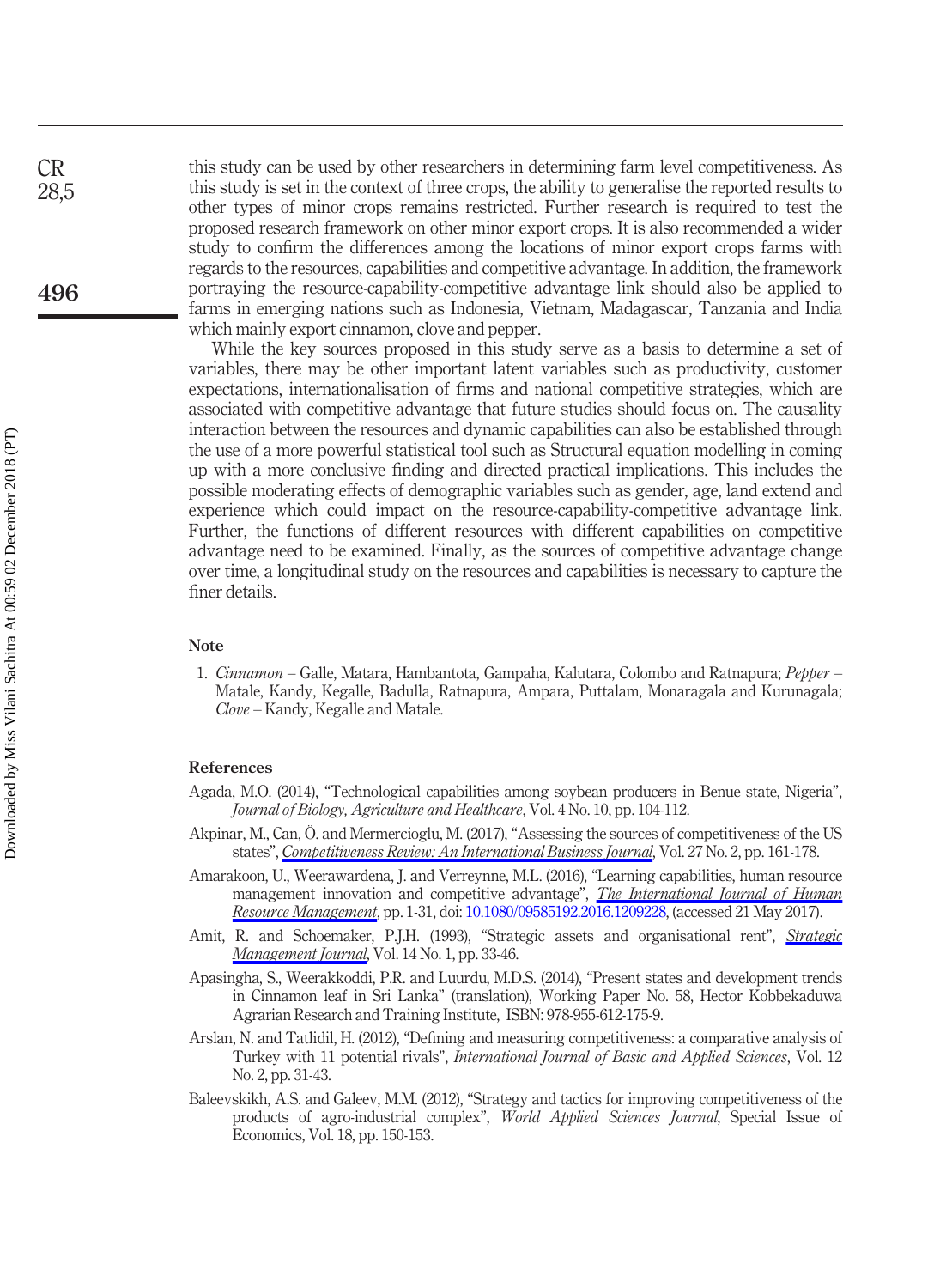this study can be used by other researchers in determining farm level competitiveness. As this study is set in the context of three crops, the ability to generalise the reported results to other types of minor crops remains restricted. Further research is required to test the proposed research framework on other minor export crops. It is also recommended a wider study to confirm the differences among the locations of minor export crops farms with regards to the resources, capabilities and competitive advantage. In addition, the framework portraying the resource-capability-competitive advantage link should also be applied to farms in emerging nations such as Indonesia, Vietnam, Madagascar, Tanzania and India which mainly export cinnamon, clove and pepper.

While the key sources proposed in this study serve as a basis to determine a set of variables, there may be other important latent variables such as productivity, customer expectations, internationalisation of firms and national competitive strategies, which are associated with competitive advantage that future studies should focus on. The causality interaction between the resources and dynamic capabilities can also be established through the use of a more powerful statistical tool such as Structural equation modelling in coming up with a more conclusive finding and directed practical implications. This includes the possible moderating effects of demographic variables such as gender, age, land extend and experience which could impact on the resource-capability-competitive advantage link. Further, the functions of different resources with different capabilities on competitive advantage need to be examined. Finally, as the sources of competitive advantage change over time, a longitudinal study on the resources and capabilities is necessary to capture the finer details.

## Note

1. *Cinnamon* – Galle, Matara, Hambantota, Gampaha, Kalutara, Colombo and Ratnapura; *Pepper* – Matale, Kandy, Kegalle, Badulla, Ratnapura, Ampara, Puttalam, Monaragala and Kurunagala; *Clove* – Kandy, Kegalle and Matale.

## References

Agada, M.O. (2014), "Technological capabilities among soybean producers in Benue state, Nigeria", *Journal of Biology, Agriculture and Healthcare*, Vol. 4 No. 10, pp. 104-112.

Akpinar, M., Can, Ö. and Mermercioglu, M. (2017), "Assessing the sources of competitiveness of the US states", *Competitiveness Review: An International Business Journal*, Vol. 27 No. 2, pp. 161-178.

Amarakoon, U., Weerawardena, J. and Verreynne, M.L. (2016), "Learning capabilities, human resource management innovation and competitive advantage", *The International Journal of Human Resource Management*, pp. 1-31, doi: 10.1080/09585192.2016.1209228, (accessed 21 May 2017).

Amit, R. and Schoemaker, P.J.H. (1993), "Strategic assets and organisational rent", *Strategic Management Journal*, Vol. 14 No. 1, pp. 33-46.

Apasingha, S., Weerakkoddi, P.R. and Luurdu, M.D.S. (2014), "Present states and development trends in Cinnamon leaf in Sri Lanka" (translation), Working Paper No. 58, Hector Kobbekaduwa Agrarian Research and Training Institute, ISBN: 978-955-612-175-9.

Arslan, N. and Tatlidil, H. (2012), "Defining and measuring competitiveness: a comparative analysis of Turkey with 11 potential rivals", *International Journal of Basic and Applied Sciences*, Vol. 12 No. 2, pp. 31-43.

Baleevskikh, A.S. and Galeev, M.M. (2012), "Strategy and tactics for improving competitiveness of the products of agro-industrial complex", *World Applied Sciences Journal*, Special Issue of Economics, Vol. 18, pp. 150-153.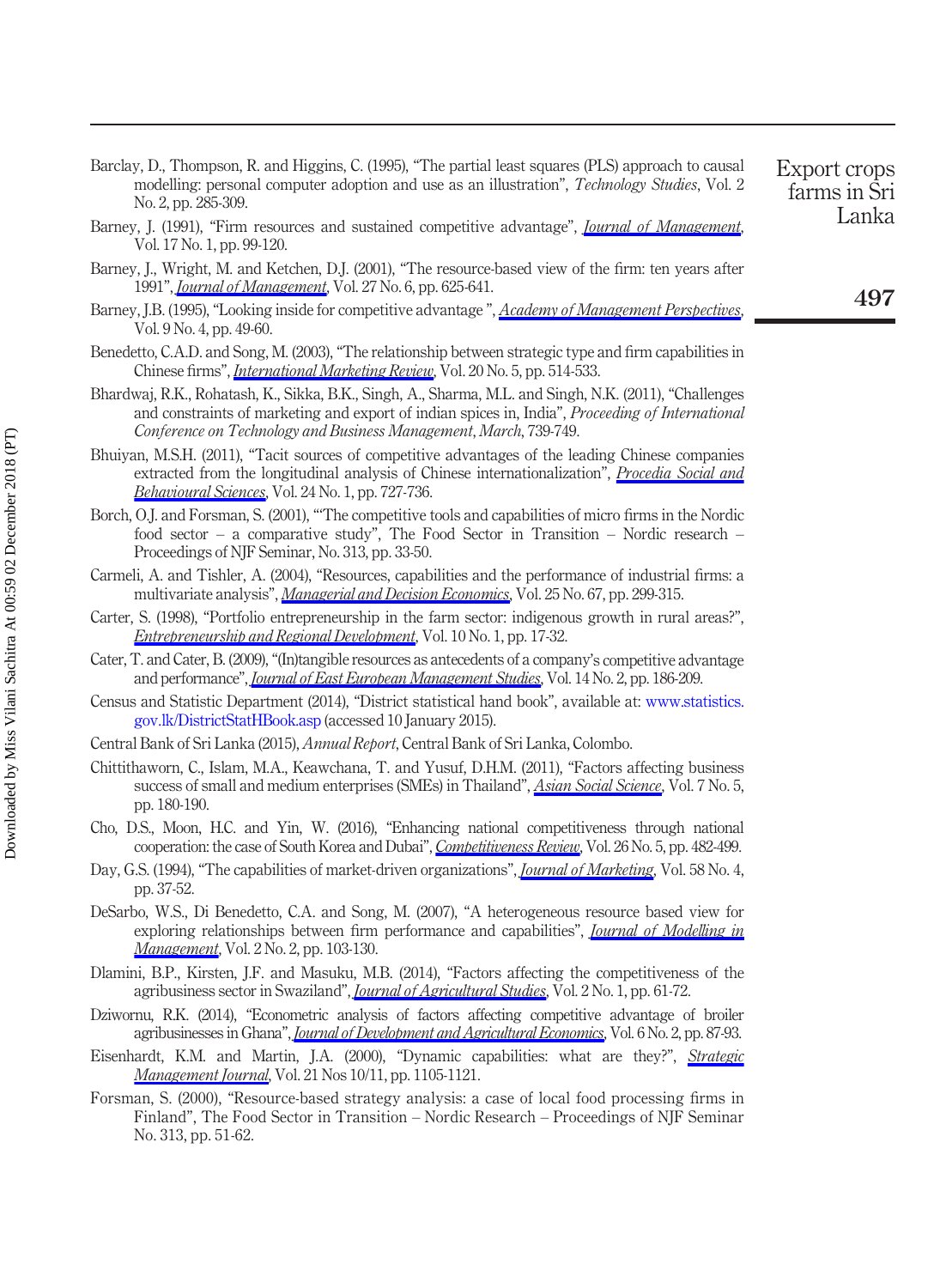Barclay, D., Thompson, R. and Higgins, C. (1995), "The partial least squares (PLS) approach to causal modelling: personal computer adoption and use as an illustration", *Technology Studies*, Vol. 2 No. 2, pp. 285-309.

Barney, J. (1991), "Firm resources and sustained competitive advantage", *Journal of Management*, Vol. 17 No. 1, pp. 99-120.

Barney, J., Wright, M. and Ketchen, D.J. (2001), "The resource-based view of the firm: ten years after 1991", *Journal of Management*, Vol. 27 No. 6, pp. 625-641.

Barney, J.B. (1995), "Looking inside for competitive advantage ", *Academy of Management Perspectives*, Vol. 9 No. 4, pp. 49-60.

Benedetto, C.A.D. and Song, M. (2003), "The relationship between strategic type and firm capabilities in Chinese firms", *International Marketing Review*, Vol. 20 No. 5, pp. 514-533.

Bhardwaj, R.K., Rohatash, K., Sikka, B.K., Singh, A., Sharma, M.L. and Singh, N.K. (2011), "Challenges and constraints of marketing and export of indian spices in, India", *Proceeding of International Conference on Technology and Business Management*, *March*, 739-749.

Bhuiyan, M.S.H. (2011), "Tacit sources of competitive advantages of the leading Chinese companies extracted from the longitudinal analysis of Chinese internationalization", *Procedia Social and Behavioural Sciences*, Vol. 24 No. 1, pp. 727-736.

Borch, O.J. and Forsman, S. (2001), "'The competitive tools and capabilities of micro firms in the Nordic food sector – a comparative study", The Food Sector in Transition – Nordic research – Proceedings of NJF Seminar, No. 313, pp. 33-50.

Carmeli, A. and Tishler, A. (2004), "Resources, capabilities and the performance of industrial firms: a multivariate analysis", *Managerial and Decision Economics*, Vol. 25 No. 67, pp. 299-315.

Carter, S. (1998), "Portfolio entrepreneurship in the farm sector: indigenous growth in rural areas?", *Entrepreneurship and Regional Development*, Vol. 10 No. 1, pp. 17-32.

Cater, T. and Cater, B. (2009), "(In)tangible resources as antecedents of a company's competitive advantage and performance", *Journal of East European Management Studies*, Vol. 14 No. 2, pp. 186-209.

Census and Statistic Department (2014), "District statistical hand book", available at: www.statistics.gov.lk/DistrictStatHBook.asp (accessed 10 January 2015).

Central Bank of Sri Lanka (2015), *Annual Report*, Central Bank of Sri Lanka, Colombo.

Chittithaworn, C., Islam, M.A., Keawchana, T. and Yusuf, D.H.M. (2011), "Factors affecting business success of small and medium enterprises (SMEs) in Thailand", *Asian Social Science*, Vol. 7 No. 5, pp. 180-190.

Cho, D.S., Moon, H.C. and Yin, W. (2016), "Enhancing national competitiveness through national cooperation: the case of South Korea and Dubai", *Competitiveness Review*, Vol. 26 No. 5, pp. 482-499.

Day, G.S. (1994), "The capabilities of market-driven organizations", *Journal of Marketing*, Vol. 58 No. 4, pp. 37-52.

DeSarbo, W.S., Di Benedetto, C.A. and Song, M. (2007), "A heterogeneous resource based view for exploring relationships between firm performance and capabilities", *Journal of Modelling in Management*, Vol. 2 No. 2, pp. 103-130.

Dlamini, B.P., Kirsten, J.F. and Masuku, M.B. (2014), "Factors affecting the competitiveness of the agribusiness sector in Swaziland", *Journal of Agricultural Studies*, Vol. 2 No. 1, pp. 61-72.

Dziwornu, R.K. (2014), "Econometric analysis of factors affecting competitive advantage of broiler agribusinesses in Ghana", *Journal of Development and Agricultural Economics*, Vol. 6 No. 2, pp. 87-93.

Eisenhardt, K.M. and Martin, J.A. (2000), "Dynamic capabilities: what are they?", *Strategic Management Journal*, Vol. 21 Nos 10/11, pp. 1105-1121.

Forsman, S. (2000), "Resource-based strategy analysis: a case of local food processing firms in Finland", The Food Sector in Transition – Nordic Research – Proceedings of NJF Seminar No. 313, pp. 51-62.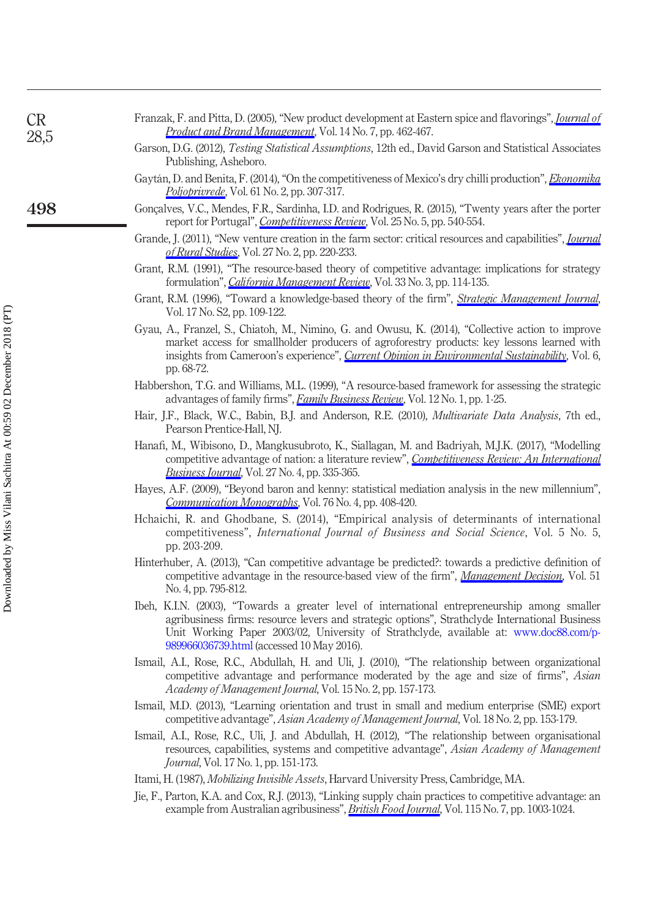Franzak, F. and Pitta, D. (2005), "New product development at Eastern spice and flavorings", *Journal of Product and Brand Management*, Vol. 14 No. 7, pp. 462-467.

Garson, D.G. (2012), *Testing Statistical Assumptions*, 12th ed., David Garson and Statistical Associates Publishing, Asheboro.

Gaytán, D. and Benita, F. (2014), "On the competitiveness of Mexico's dry chilli production", *Ekonomika Poljoprivrede*, Vol. 61 No. 2, pp. 307-317.

Gonçalves, V.C., Mendes, F.R., Sardinha, I.D. and Rodrigues, R. (2015), "Twenty years after the porter report for Portugal", *Competitiveness Review*, Vol. 25 No. 5, pp. 540-554.

Grande, J. (2011), "New venture creation in the farm sector: critical resources and capabilities", *Journal of Rural Studies*, Vol. 27 No. 2, pp. 220-233.

Grant, R.M. (1991), "The resource-based theory of competitive advantage: implications for strategy formulation", *California Management Review*, Vol. 33 No. 3, pp. 114-135.

Grant, R.M. (1996), "Toward a knowledge-based theory of the firm", *Strategic Management Journal*, Vol. 17 No. S2, pp. 109-122.

Gyau, A., Franzel, S., Chiatoh, M., Nimino, G. and Owusu, K. (2014), "Collective action to improve market access for smallholder producers of agroforestry products: key lessons learned with insights from Cameroon's experience", *Current Opinion in Environmental Sustainability*, Vol. 6, pp. 68-72.

Habbershon, T.G. and Williams, M.L. (1999), "A resource-based framework for assessing the strategic advantages of family firms", *Family Business Review*, Vol. 12 No. 1, pp. 1-25.

Hair, J.F., Black, W.C., Babin, B.J. and Anderson, R.E. (2010), *Multivariate Data Analysis*, 7th ed., Pearson Prentice-Hall, NJ.

Hanafi, M., Wibisono, D., Mangkusubroto, K., Siallagan, M. and Badriyah, M.J.K. (2017), "Modelling competitive advantage of nation: a literature review", *Competitiveness Review: An International Business Journal*, Vol. 27 No. 4, pp. 335-365.

Hayes, A.F. (2009), "Beyond baron and kenny: statistical mediation analysis in the new millennium", *Communication Monographs*, Vol. 76 No. 4, pp. 408-420.

Hchaichi, R. and Ghodbane, S. (2014), "Empirical analysis of determinants of international competitiveness", *International Journal of Business and Social Science*, Vol. 5 No. 5, pp. 203-209.

Hinterhuber, A. (2013), "Can competitive advantage be predicted?: towards a predictive definition of competitive advantage in the resource-based view of the firm", *Management Decision*, Vol. 51 No. 4, pp. 795-812.

Ibeh, K.I.N. (2003), "Towards a greater level of international entrepreneurship among smaller agribusiness firms: resource levers and strategic options", Strathclyde International Business Unit Working Paper 2003/02, University of Strathclyde, available at: www.doc88.com/p-989966036739.html (accessed 10 May 2016).

Ismail, A.I., Rose, R.C., Abdullah, H. and Uli, J. (2010), "The relationship between organizational competitive advantage and performance moderated by the age and size of firms", *Asian Academy of Management Journal*, Vol. 15 No. 2, pp. 157-173.

Ismail, M.D. (2013), "Learning orientation and trust in small and medium enterprise (SME) export competitive advantage", *Asian Academy of Management Journal*, Vol. 18 No. 2, pp. 153-179.

Ismail, A.I., Rose, R.C., Uli, J. and Abdullah, H. (2012), "The relationship between organisational resources, capabilities, systems and competitive advantage", *Asian Academy of Management Journal*, Vol. 17 No. 1, pp. 151-173.

Itami, H. (1987), *Mobilizing Invisible Assets*, Harvard University Press, Cambridge, MA.

Jie, F., Parton, K.A. and Cox, R.J. (2013), "Linking supply chain practices to competitive advantage: an example from Australian agribusiness", *British Food Journal*, Vol. 115 No. 7, pp. 1003-1024.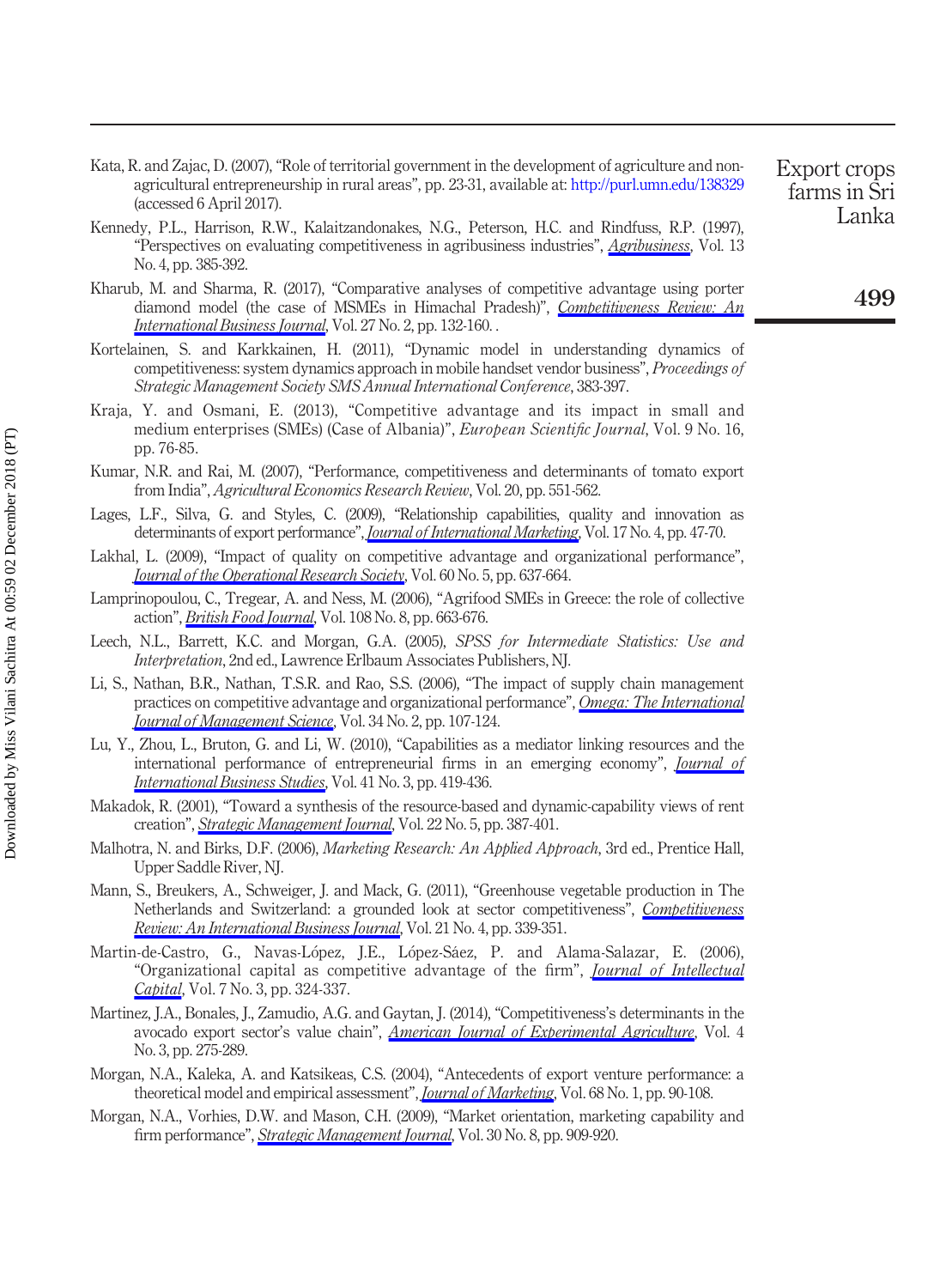Kata, R. and Zajac, D. (2007), "Role of territorial government in the development of agriculture and non-agricultural entrepreneurship in rural areas", pp. 23-31, available at: http://purl.umn.edu/138329 (accessed 6 April 2017).

Kennedy, P.L., Harrison, R.W., Kalaitzandonakes, N.G., Peterson, H.C. and Rindfuss, R.P. (1997), "Perspectives on evaluating competitiveness in agribusiness industries", *Agribusiness*, Vol. 13 No. 4, pp. 385-392.

Kharub, M. and Sharma, R. (2017), "Comparative analyses of competitive advantage using porter diamond model (the case of MSMEs in Himachal Pradesh)", *Competitiveness Review: An International Business Journal*, Vol. 27 No. 2, pp. 132-160. .

Kortelainen, S. and Karkkainen, H. (2011), "Dynamic model in understanding dynamics of competitiveness: system dynamics approach in mobile handset vendor business", *Proceedings of Strategic Management Society SMS Annual International Conference*, 383-397.

Kraja, Y. and Osmani, E. (2013), "Competitive advantage and its impact in small and medium enterprises (SMEs) (Case of Albania)", *European Scientific Journal*, Vol. 9 No. 16, pp. 76-85.

Kumar, N.R. and Rai, M. (2007), "Performance, competitiveness and determinants of tomato export from India", *Agricultural Economics Research Review*, Vol. 20, pp. 551-562.

Lages, L.F., Silva, G. and Styles, C. (2009), "Relationship capabilities, quality and innovation as determinants of export performance", *Journal of International Marketing*, Vol. 17 No. 4, pp. 47-70.

Lakhal, L. (2009), "Impact of quality on competitive advantage and organizational performance", *Journal of the Operational Research Society*, Vol. 60 No. 5, pp. 637-664.

Lamprinopoulou, C., Tregear, A. and Ness, M. (2006), "Agrifood SMEs in Greece: the role of collective action", *British Food Journal*, Vol. 108 No. 8, pp. 663-676.

Leech, N.L., Barrett, K.C. and Morgan, G.A. (2005), *SPSS for Intermediate Statistics: Use and Interpretation*, 2nd ed., Lawrence Erlbaum Associates Publishers, NJ.

Li, S., Nathan, B.R., Nathan, T.S.R. and Rao, S.S. (2006), "The impact of supply chain management practices on competitive advantage and organizational performance", *Omega: The International Journal of Management Science*, Vol. 34 No. 2, pp. 107-124.

Lu, Y., Zhou, L., Bruton, G. and Li, W. (2010), "Capabilities as a mediator linking resources and the international performance of entrepreneurial firms in an emerging economy", *Journal of International Business Studies*, Vol. 41 No. 3, pp. 419-436.

Makadok, R. (2001), "Toward a synthesis of the resource-based and dynamic-capability views of rent creation", *Strategic Management Journal*, Vol. 22 No. 5, pp. 387-401.

Malhotra, N. and Birks, D.F. (2006), *Marketing Research: An Applied Approach*, 3rd ed., Prentice Hall, Upper Saddle River, NJ.

Mann, S., Breukers, A., Schweiger, J. and Mack, G. (2011), "Greenhouse vegetable production in The Netherlands and Switzerland: a grounded look at sector competitiveness", *Competitiveness Review: An International Business Journal*, Vol. 21 No. 4, pp. 339-351.

Martin-de-Castro, G., Navas-López, J.E., López-Sáez, P. and Alama-Salazar, E. (2006), "Organizational capital as competitive advantage of the firm", *Journal of Intellectual Capital*, Vol. 7 No. 3, pp. 324-337.

Martinez, J.A., Bonales, J., Zamudio, A.G. and Gaytan, J. (2014), "Competitiveness's determinants in the avocado export sector's value chain", *American Journal of Experimental Agriculture*, Vol. 4 No. 3, pp. 275-289.

Morgan, N.A., Kaleka, A. and Katsikeas, C.S. (2004), "Antecedents of export venture performance: a theoretical model and empirical assessment", *Journal of Marketing*, Vol. 68 No. 1, pp. 90-108.

Morgan, N.A., Vorhies, D.W. and Mason, C.H. (2009), "Market orientation, marketing capability and firm performance", *Strategic Management Journal*, Vol. 30 No. 8, pp. 909-920.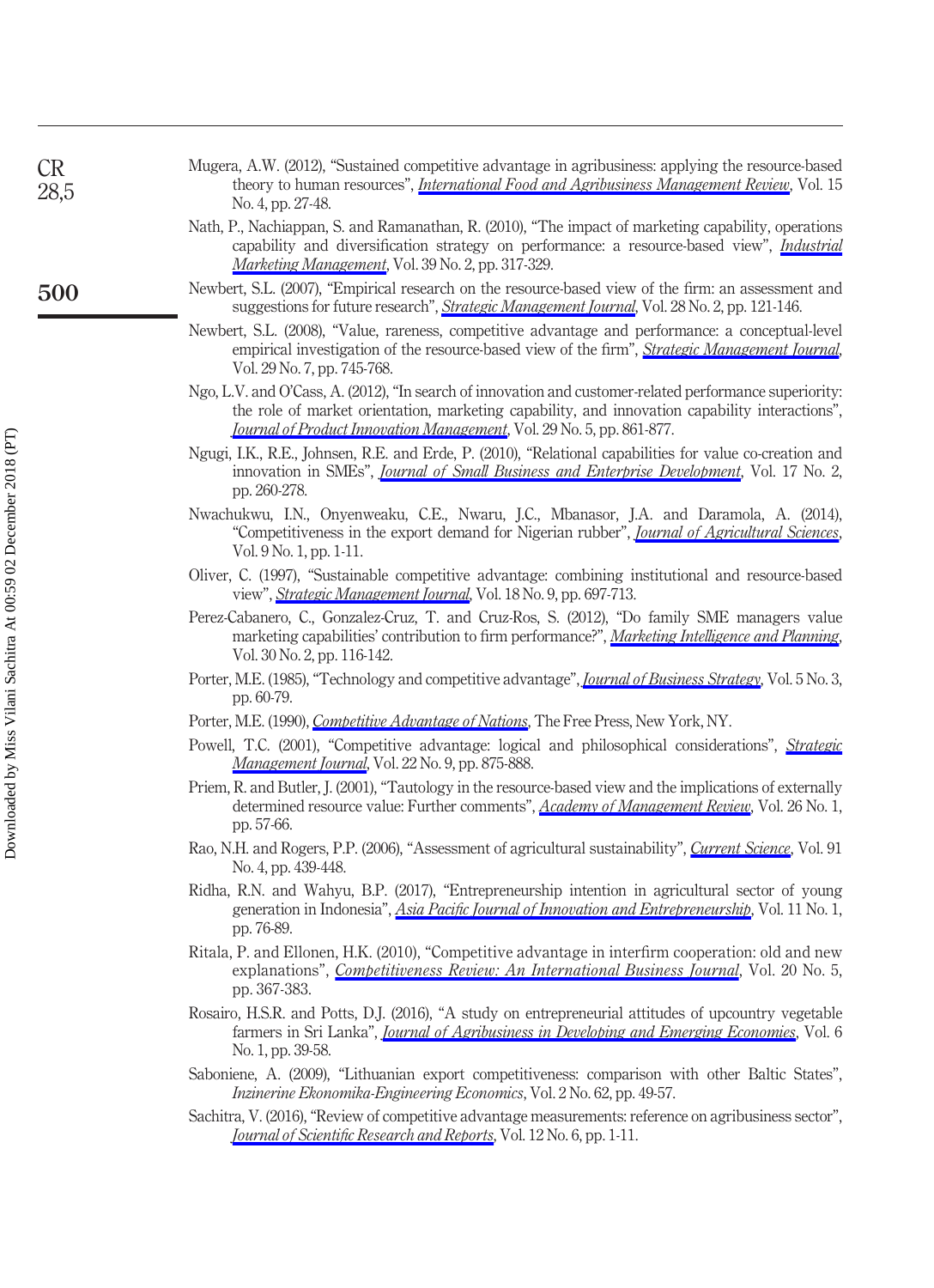Mugera, A.W. (2012), "Sustained competitive advantage in agribusiness: applying the resource-based theory to human resources", *International Food and Agribusiness Management Review*, Vol. 15 No. 4, pp. 27-48.

Nath, P., Nachiappan, S. and Ramanathan, R. (2010), "The impact of marketing capability, operations capability and diversification strategy on performance: a resource-based view", *Industrial Marketing Management*, Vol. 39 No. 2, pp. 317-329.

Newbert, S.L. (2007), "Empirical research on the resource-based view of the firm: an assessment and suggestions for future research", *Strategic Management Journal*, Vol. 28 No. 2, pp. 121-146.

Newbert, S.L. (2008), "Value, rareness, competitive advantage and performance: a conceptual-level empirical investigation of the resource-based view of the firm", *Strategic Management Journal*, Vol. 29 No. 7, pp. 745-768.

Ngo, L.V. and O'Cass, A. (2012), "In search of innovation and customer-related performance superiority: the role of market orientation, marketing capability, and innovation capability interactions", *Journal of Product Innovation Management*, Vol. 29 No. 5, pp. 861-877.

Ngugi, I.K., R.E., Johnsen, R.E. and Erde, P. (2010), "Relational capabilities for value co-creation and innovation in SMEs", *Journal of Small Business and Enterprise Development*, Vol. 17 No. 2, pp. 260-278.

Nwachukwu, I.N., Onyenweaku, C.E., Nwaru, J.C., Mbanasor, J.A. and Daramola, A. (2014), "Competitiveness in the export demand for Nigerian rubber", *Journal of Agricultural Sciences*, Vol. 9 No. 1, pp. 1-11.

Oliver, C. (1997), "Sustainable competitive advantage: combining institutional and resource-based view", *Strategic Management Journal*, Vol. 18 No. 9, pp. 697-713.

Perez-Cabanero, C., Gonzalez-Cruz, T. and Cruz-Ros, S. (2012), "Do family SME managers value marketing capabilities' contribution to firm performance?", *Marketing Intelligence and Planning*, Vol. 30 No. 2, pp. 116-142.

Porter, M.E. (1985), "Technology and competitive advantage", *Journal of Business Strategy*, Vol. 5 No. 3, pp. 60-79.

Porter, M.E. (1990), *Competitive Advantage of Nations*, The Free Press, New York, NY.

Powell, T.C. (2001), "Competitive advantage: logical and philosophical considerations", *Strategic Management Journal*, Vol. 22 No. 9, pp. 875-888.

Priem, R. and Butler, J. (2001), "Tautology in the resource-based view and the implications of externally determined resource value: Further comments", *Academy of Management Review*, Vol. 26 No. 1, pp. 57-66.

Rao, N.H. and Rogers, P.P. (2006), "Assessment of agricultural sustainability", *Current Science*, Vol. 91 No. 4, pp. 439-448.

Ridha, R.N. and Wahyu, B.P. (2017), "Entrepreneurship intention in agricultural sector of young generation in Indonesia", *Asia Pacific Journal of Innovation and Entrepreneurship*, Vol. 11 No. 1, pp. 76-89.

Ritala, P. and Ellonen, H.K. (2010), "Competitive advantage in interfirm cooperation: old and new explanations", *Competitiveness Review: An International Business Journal*, Vol. 20 No. 5, pp. 367-383.

Rosairo, H.S.R. and Potts, D.J. (2016), "A study on entrepreneurial attitudes of upcountry vegetable farmers in Sri Lanka", *Journal of Agribusiness in Developing and Emerging Economies*, Vol. 6 No. 1, pp. 39-58.

Saboniene, A. (2009), "Lithuanian export competitiveness: comparison with other Baltic States", *Inzinerine Ekonomika-Engineering Economics*, Vol. 2 No. 62, pp. 49-57.

Sachitra, V. (2016), "Review of competitive advantage measurements: reference on agribusiness sector", *Journal of Scientific Research and Reports*, Vol. 12 No. 6, pp. 1-11.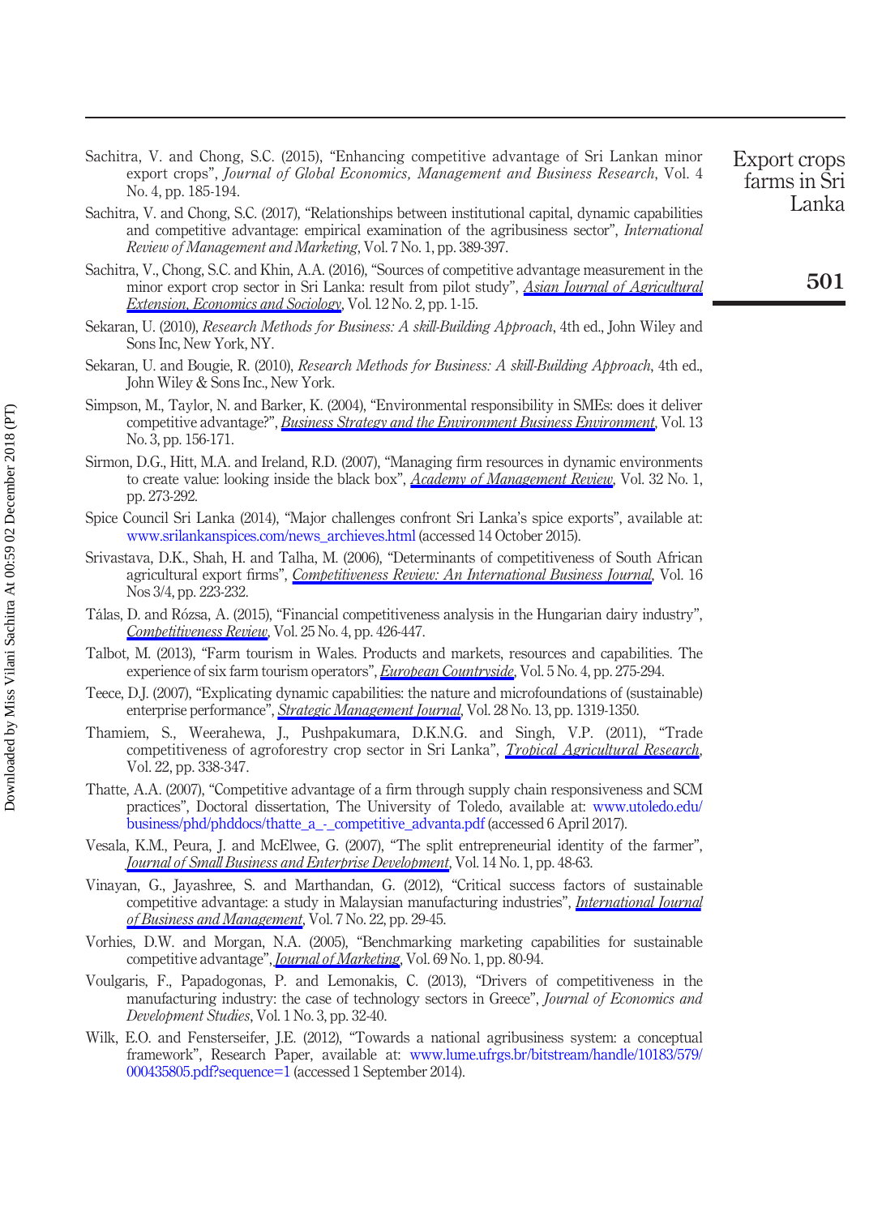Sachitra, V. and Chong, S.C. (2015), "Enhancing competitive advantage of Sri Lankan minor export crops", *Journal of Global Economics, Management and Business Research*, Vol. 4 No. 4, pp. 185-194.

Sachitra, V. and Chong, S.C. (2017), "Relationships between institutional capital, dynamic capabilities and competitive advantage: empirical examination of the agribusiness sector", *International Review of Management and Marketing*, Vol. 7 No. 1, pp. 389-397.

Sachitra, V., Chong, S.C. and Khin, A.A. (2016), "Sources of competitive advantage measurement in the minor export crop sector in Sri Lanka: result from pilot study", *Asian Journal of Agricultural Extension, Economics and Sociology*, Vol. 12 No. 2, pp. 1-15.

Sekaran, U. (2010), *Research Methods for Business: A skill-Building Approach*, 4th ed., John Wiley and Sons Inc, New York, NY.

Sekaran, U. and Bougie, R. (2010), *Research Methods for Business: A skill-Building Approach*, 4th ed., John Wiley & Sons Inc., New York.

Simpson, M., Taylor, N. and Barker, K. (2004), "Environmental responsibility in SMEs: does it deliver competitive advantage?", *Business Strategy and the Environment Business Environment*, Vol. 13 No. 3, pp. 156-171.

Sirmon, D.G., Hitt, M.A. and Ireland, R.D. (2007), "Managing firm resources in dynamic environments to create value: looking inside the black box", *Academy of Management Review*, Vol. 32 No. 1, pp. 273-292.

Spice Council Sri Lanka (2014), "Major challenges confront Sri Lanka's spice exports", available at: www.srilankanspices.com/news_archieves.html (accessed 14 October 2015).

Srivastava, D.K., Shah, H. and Talha, M. (2006), "Determinants of competitiveness of South African agricultural export firms", *Competitiveness Review: An International Business Journal*, Vol. 16 Nos 3/4, pp. 223-232.

Tálas, D. and Rózsa, A. (2015), "Financial competitiveness analysis in the Hungarian dairy industry", *Competitiveness Review*, Vol. 25 No. 4, pp. 426-447.

Talbot, M. (2013), "Farm tourism in Wales. Products and markets, resources and capabilities. The experience of six farm tourism operators", *European Countryside*, Vol. 5 No. 4, pp. 275-294.

Teece, D.J. (2007), "Explicating dynamic capabilities: the nature and microfoundations of (sustainable) enterprise performance", *Strategic Management Journal*, Vol. 28 No. 13, pp. 1319-1350.

Thamiem, S., Weerahewa, J., Pushpakumara, D.K.N.G. and Singh, V.P. (2011), "Trade competitiveness of agroforestry crop sector in Sri Lanka", *Tropical Agricultural Research*, Vol. 22, pp. 338-347.

Thatte, A.A. (2007), "Competitive advantage of a firm through supply chain responsiveness and SCM practices", Doctoral dissertation, The University of Toledo, available at: www.utoledo.edu/business/phd/phddocs/thatte_a_-_competitive_advanta.pdf (accessed 6 April 2017).

Vesala, K.M., Peura, J. and McElwee, G. (2007), "The split entrepreneurial identity of the farmer", *Journal of Small Business and Enterprise Development*, Vol. 14 No. 1, pp. 48-63.

Vinayan, G., Jayashree, S. and Marthandan, G. (2012), "Critical success factors of sustainable competitive advantage: a study in Malaysian manufacturing industries", *International Journal of Business and Management*, Vol. 7 No. 22, pp. 29-45.

Vorhies, D.W. and Morgan, N.A. (2005), "Benchmarking marketing capabilities for sustainable competitive advantage", *Journal of Marketing*, Vol. 69 No. 1, pp. 80-94.

Voulgaris, F., Papadogonas, P. and Lemonakis, C. (2013), "Drivers of competitiveness in the manufacturing industry: the case of technology sectors in Greece", *Journal of Economics and Development Studies*, Vol. 1 No. 3, pp. 32-40.

Wilk, E.O. and Fensterseifer, J.E. (2012), "Towards a national agribusiness system: a conceptual framework", Research Paper, available at: www.lume.ufrgs.br/bitstream/handle/10183/579/000435805.pdf?sequence=1 (accessed 1 September 2014).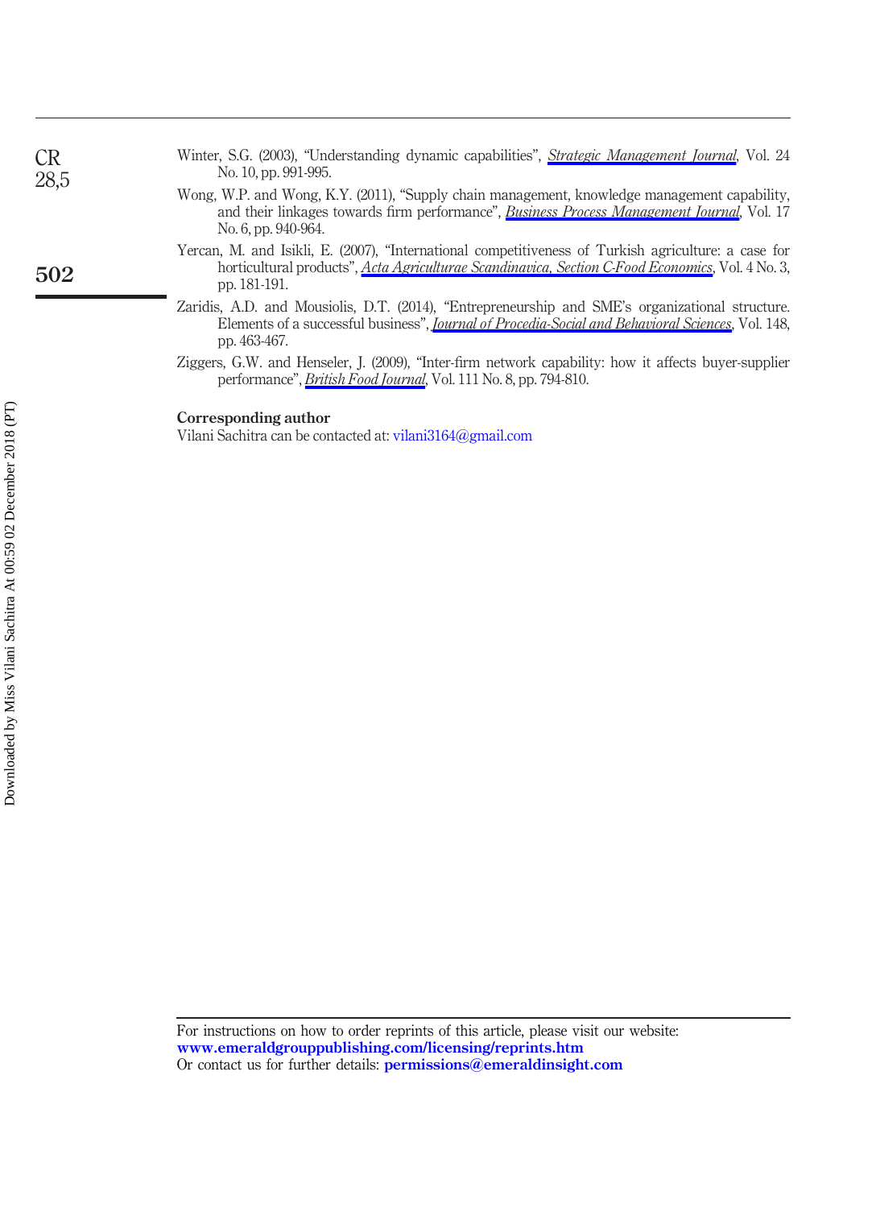Winter, S.G. (2003), "Understanding dynamic capabilities", *Strategic Management Journal*, Vol. 24 No. 10, pp. 991-995.

Wong, W.P. and Wong, K.Y. (2011), "Supply chain management, knowledge management capability, and their linkages towards firm performance", *Business Process Management Journal*, Vol. 17 No. 6, pp. 940-964.

Yercan, M. and Isikli, E. (2007), "International competitiveness of Turkish agriculture: a case for horticultural products", *Acta Agriculturae Scandinavica, Section C-Food Economics*, Vol. 4 No. 3, pp. 181-191.

Zaridis, A.D. and Mousiolis, D.T. (2014), "Entrepreneurship and SME's organizational structure. Elements of a successful business", *Journal of Procedia-Social and Behavioral Sciences*, Vol. 148, pp. 463-467.

Ziggers, G.W. and Henseler, J. (2009), "Inter-firm network capability: how it affects buyer-supplier performance", *British Food Journal*, Vol. 111 No. 8, pp. 794-810.

**Corresponding author**

Vilani Sachitra can be contacted at: vilani3164@gmail.com

For instructions on how to order reprints of this article, please visit our website:
**www.emeraldgrouppublishing.com/licensing/reprints.htm**
Or contact us for further details: **permissions@emeraldinsight.com**